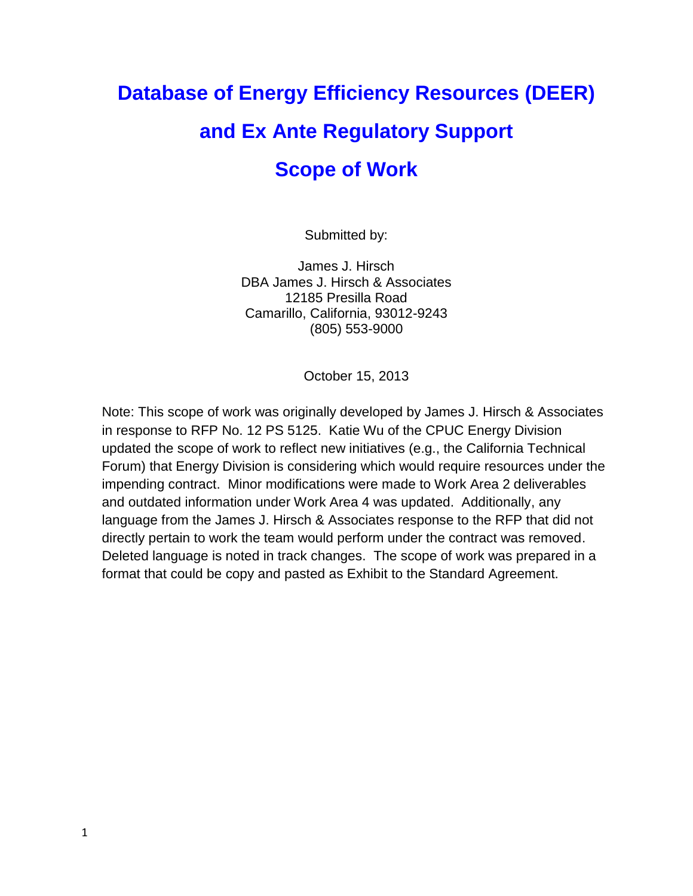# Database of Energy Efficiency Resources (DEER) and Ex Ante Regulatory Support Scope of Work

Submitted by:

James J. Hirsch
DBA James J. Hirsch & Associates
12185 Presilla Road
Camarillo, California, 93012-9243
(805) 553-9000

October 15, 2013

Note: This scope of work was originally developed by James J. Hirsch & Associates in response to RFP No. 12 PS 5125. Katie Wu of the CPUC Energy Division updated the scope of work to reflect new initiatives (e.g., the California Technical Forum) that Energy Division is considering which would require resources under the impending contract. Minor modifications were made to Work Area 2 deliverables and outdated information under Work Area 4 was updated. Additionally, any language from the James J. Hirsch & Associates response to the RFP that did not directly pertain to work the team would perform under the contract was removed. Deleted language is noted in track changes. The scope of work was prepared in a format that could be copy and pasted as Exhibit to the Standard Agreement.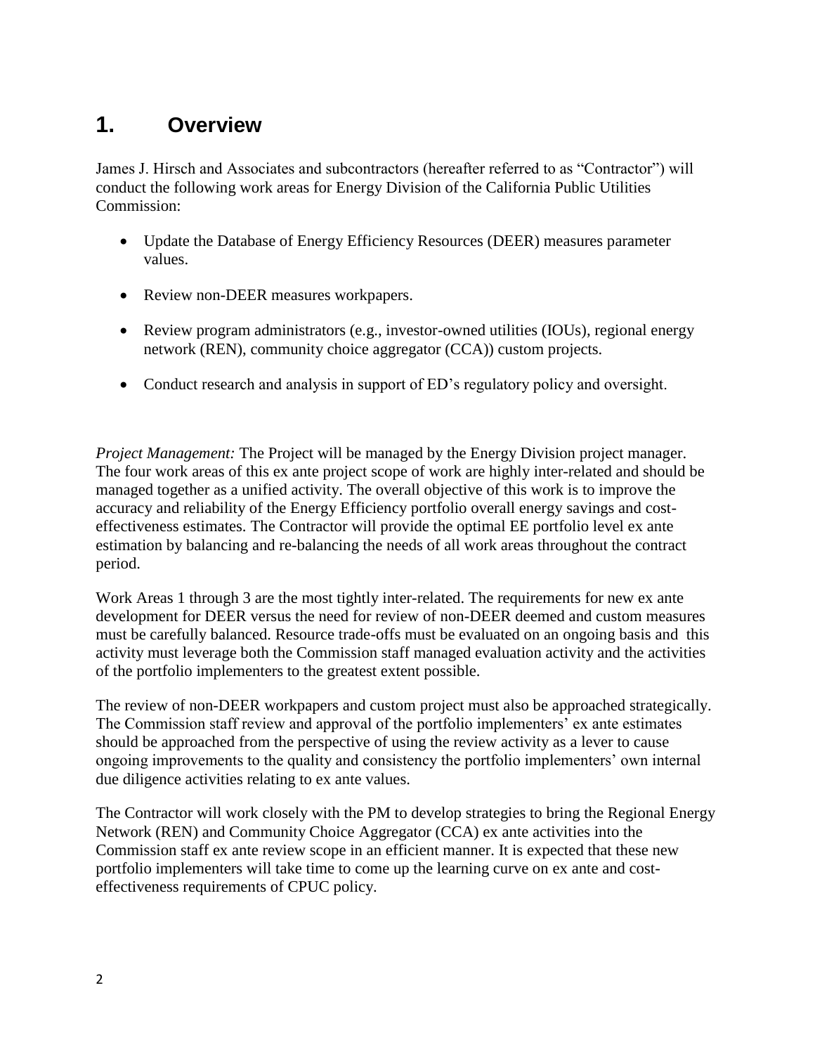# 1. Overview

James J. Hirsch and Associates and subcontractors (hereafter referred to as "Contractor") will conduct the following work areas for Energy Division of the California Public Utilities Commission:

- Update the Database of Energy Efficiency Resources (DEER) measures parameter values.
- Review non-DEER measures workpapers.
- Review program administrators (e.g., investor-owned utilities (IOUs), regional energy network (REN), community choice aggregator (CCA)) custom projects.
- Conduct research and analysis in support of ED's regulatory policy and oversight.

*Project Management:* The Project will be managed by the Energy Division project manager. The four work areas of this ex ante project scope of work are highly inter-related and should be managed together as a unified activity. The overall objective of this work is to improve the accuracy and reliability of the Energy Efficiency portfolio overall energy savings and cost-effectiveness estimates. The Contractor will provide the optimal EE portfolio level ex ante estimation by balancing and re-balancing the needs of all work areas throughout the contract period.

Work Areas 1 through 3 are the most tightly inter-related. The requirements for new ex ante development for DEER versus the need for review of non-DEER deemed and custom measures must be carefully balanced. Resource trade-offs must be evaluated on an ongoing basis and this activity must leverage both the Commission staff managed evaluation activity and the activities of the portfolio implementers to the greatest extent possible.

The review of non-DEER workpapers and custom project must also be approached strategically. The Commission staff review and approval of the portfolio implementers' ex ante estimates should be approached from the perspective of using the review activity as a lever to cause ongoing improvements to the quality and consistency the portfolio implementers' own internal due diligence activities relating to ex ante values.

The Contractor will work closely with the PM to develop strategies to bring the Regional Energy Network (REN) and Community Choice Aggregator (CCA) ex ante activities into the Commission staff ex ante review scope in an efficient manner. It is expected that these new portfolio implementers will take time to come up the learning curve on ex ante and cost-effectiveness requirements of CPUC policy.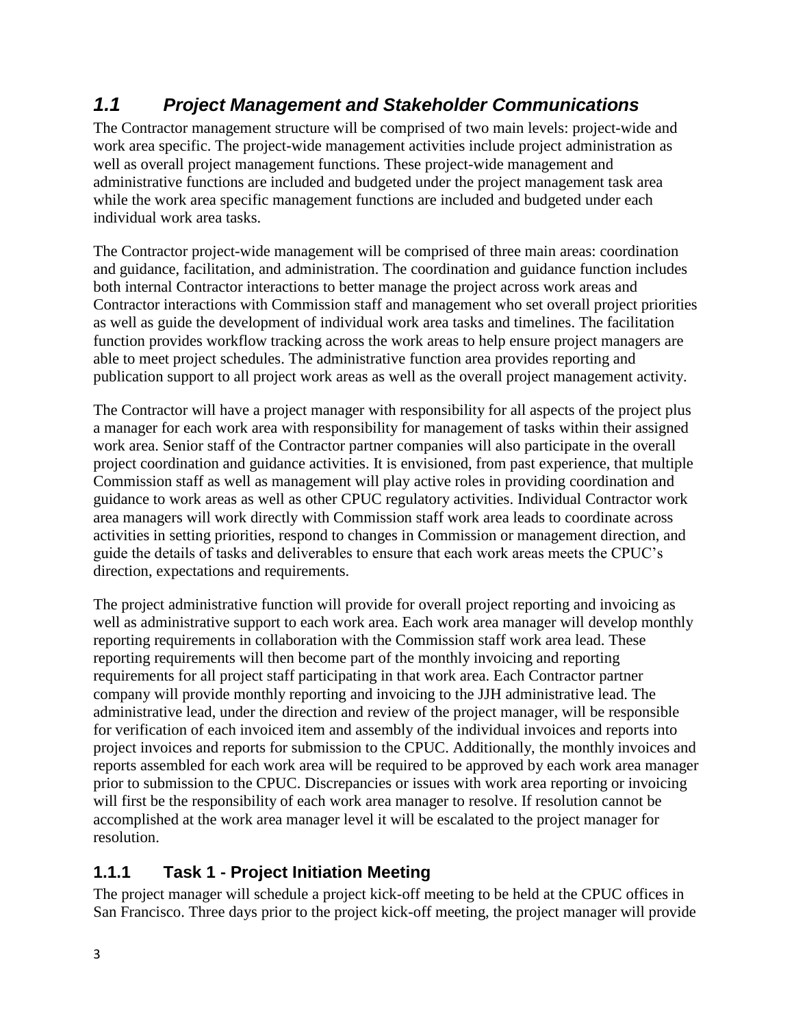## *1.1 Project Management and Stakeholder Communications*

The Contractor management structure will be comprised of two main levels: project-wide and work area specific. The project-wide management activities include project administration as well as overall project management functions. These project-wide management and administrative functions are included and budgeted under the project management task area while the work area specific management functions are included and budgeted under each individual work area tasks.

The Contractor project-wide management will be comprised of three main areas: coordination and guidance, facilitation, and administration. The coordination and guidance function includes both internal Contractor interactions to better manage the project across work areas and Contractor interactions with Commission staff and management who set overall project priorities as well as guide the development of individual work area tasks and timelines. The facilitation function provides workflow tracking across the work areas to help ensure project managers are able to meet project schedules. The administrative function area provides reporting and publication support to all project work areas as well as the overall project management activity.

The Contractor will have a project manager with responsibility for all aspects of the project plus a manager for each work area with responsibility for management of tasks within their assigned work area. Senior staff of the Contractor partner companies will also participate in the overall project coordination and guidance activities. It is envisioned, from past experience, that multiple Commission staff as well as management will play active roles in providing coordination and guidance to work areas as well as other CPUC regulatory activities. Individual Contractor work area managers will work directly with Commission staff work area leads to coordinate across activities in setting priorities, respond to changes in Commission or management direction, and guide the details of tasks and deliverables to ensure that each work areas meets the CPUC's direction, expectations and requirements.

The project administrative function will provide for overall project reporting and invoicing as well as administrative support to each work area. Each work area manager will develop monthly reporting requirements in collaboration with the Commission staff work area lead. These reporting requirements will then become part of the monthly invoicing and reporting requirements for all project staff participating in that work area. Each Contractor partner company will provide monthly reporting and invoicing to the JJH administrative lead. The administrative lead, under the direction and review of the project manager, will be responsible for verification of each invoiced item and assembly of the individual invoices and reports into project invoices and reports for submission to the CPUC. Additionally, the monthly invoices and reports assembled for each work area will be required to be approved by each work area manager prior to submission to the CPUC. Discrepancies or issues with work area reporting or invoicing will first be the responsibility of each work area manager to resolve. If resolution cannot be accomplished at the work area manager level it will be escalated to the project manager for resolution.

### 1.1.1 Task 1 - Project Initiation Meeting

The project manager will schedule a project kick-off meeting to be held at the CPUC offices in San Francisco. Three days prior to the project kick-off meeting, the project manager will provide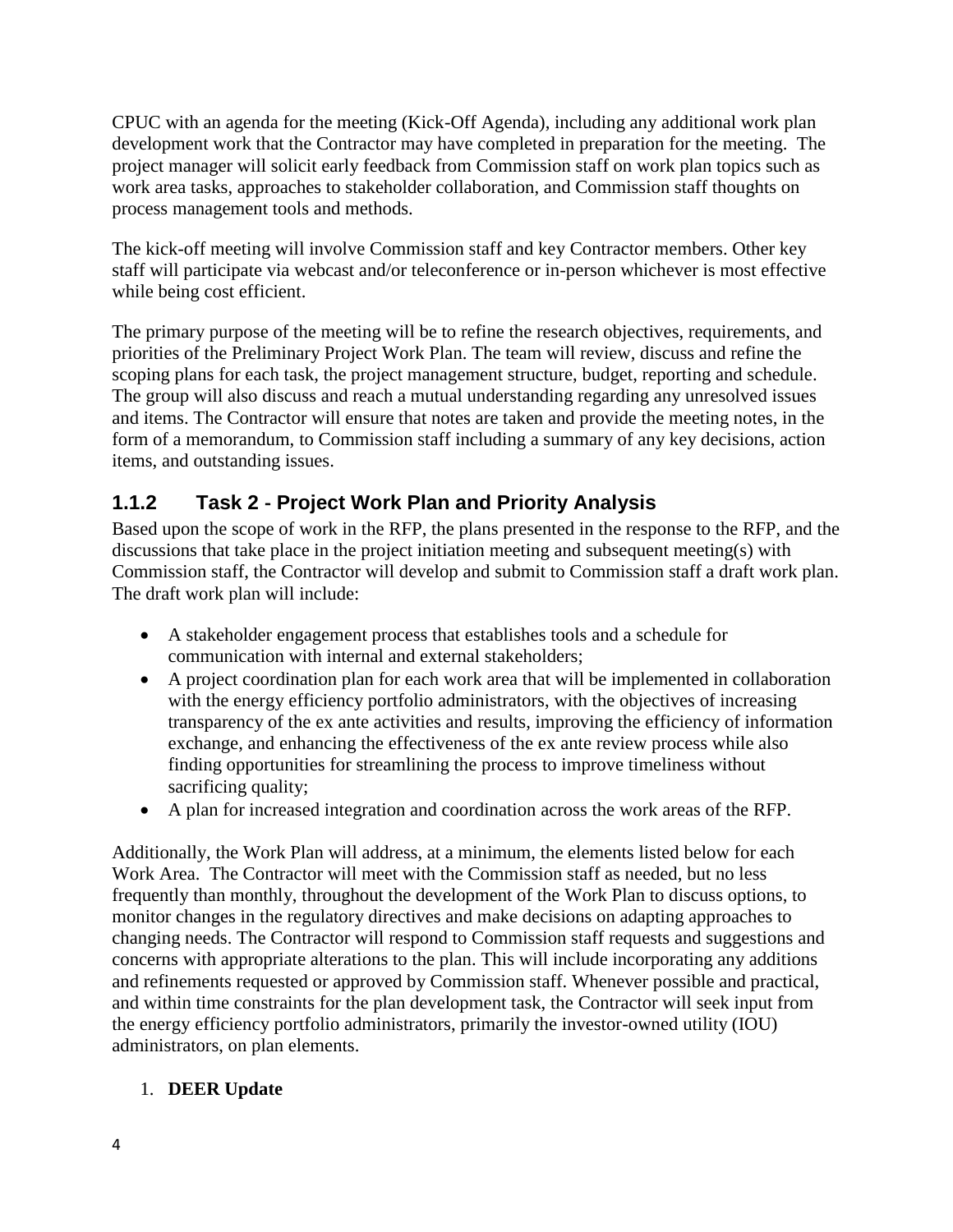CPUC with an agenda for the meeting (Kick-Off Agenda), including any additional work plan development work that the Contractor may have completed in preparation for the meeting. The project manager will solicit early feedback from Commission staff on work plan topics such as work area tasks, approaches to stakeholder collaboration, and Commission staff thoughts on process management tools and methods.

The kick-off meeting will involve Commission staff and key Contractor members. Other key staff will participate via webcast and/or teleconference or in-person whichever is most effective while being cost efficient.

The primary purpose of the meeting will be to refine the research objectives, requirements, and priorities of the Preliminary Project Work Plan. The team will review, discuss and refine the scoping plans for each task, the project management structure, budget, reporting and schedule. The group will also discuss and reach a mutual understanding regarding any unresolved issues and items. The Contractor will ensure that notes are taken and provide the meeting notes, in the form of a memorandum, to Commission staff including a summary of any key decisions, action items, and outstanding issues.

### 1.1.2 Task 2 - Project Work Plan and Priority Analysis

Based upon the scope of work in the RFP, the plans presented in the response to the RFP, and the discussions that take place in the project initiation meeting and subsequent meeting(s) with Commission staff, the Contractor will develop and submit to Commission staff a draft work plan. The draft work plan will include:

- A stakeholder engagement process that establishes tools and a schedule for communication with internal and external stakeholders;
- A project coordination plan for each work area that will be implemented in collaboration with the energy efficiency portfolio administrators, with the objectives of increasing transparency of the ex ante activities and results, improving the efficiency of information exchange, and enhancing the effectiveness of the ex ante review process while also finding opportunities for streamlining the process to improve timeliness without sacrificing quality;
- A plan for increased integration and coordination across the work areas of the RFP.

Additionally, the Work Plan will address, at a minimum, the elements listed below for each Work Area. The Contractor will meet with the Commission staff as needed, but no less frequently than monthly, throughout the development of the Work Plan to discuss options, to monitor changes in the regulatory directives and make decisions on adapting approaches to changing needs. The Contractor will respond to Commission staff requests and suggestions and concerns with appropriate alterations to the plan. This will include incorporating any additions and refinements requested or approved by Commission staff. Whenever possible and practical, and within time constraints for the plan development task, the Contractor will seek input from the energy efficiency portfolio administrators, primarily the investor-owned utility (IOU) administrators, on plan elements.

1. **DEER Update**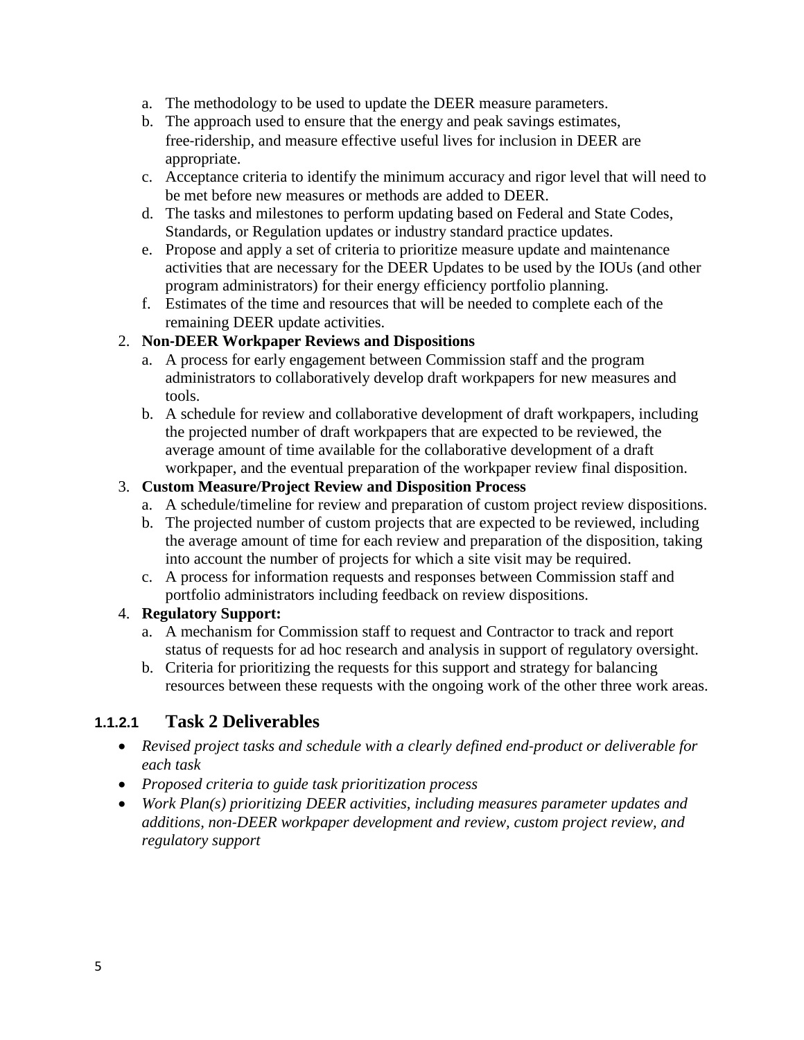a. The methodology to be used to update the DEER measure parameters.
   b. The approach used to ensure that the energy and peak savings estimates, free-ridership, and measure effective useful lives for inclusion in DEER are appropriate.
   c. Acceptance criteria to identify the minimum accuracy and rigor level that will need to be met before new measures or methods are added to DEER.
   d. The tasks and milestones to perform updating based on Federal and State Codes, Standards, or Regulation updates or industry standard practice updates.
   e. Propose and apply a set of criteria to prioritize measure update and maintenance activities that are necessary for the DEER Updates to be used by the IOUs (and other program administrators) for their energy efficiency portfolio planning.
   f. Estimates of the time and resources that will be needed to complete each of the remaining DEER update activities.

2. **Non-DEER Workpaper Reviews and Dispositions**
   a. A process for early engagement between Commission staff and the program administrators to collaboratively develop draft workpapers for new measures and tools.
   b. A schedule for review and collaborative development of draft workpapers, including the projected number of draft workpapers that are expected to be reviewed, the average amount of time available for the collaborative development of a draft workpaper, and the eventual preparation of the workpaper review final disposition.
3. **Custom Measure/Project Review and Disposition Process**
   a. A schedule/timeline for review and preparation of custom project review dispositions.
   b. The projected number of custom projects that are expected to be reviewed, including the average amount of time for each review and preparation of the disposition, taking into account the number of projects for which a site visit may be required.
   c. A process for information requests and responses between Commission staff and portfolio administrators including feedback on review dispositions.
4. **Regulatory Support:**
   a. A mechanism for Commission staff to request and Contractor to track and report status of requests for ad hoc research and analysis in support of regulatory oversight.
   b. Criteria for prioritizing the requests for this support and strategy for balancing resources between these requests with the ongoing work of the other three work areas.

#### 1.1.2.1 Task 2 Deliverables

- *Revised project tasks and schedule with a clearly defined end-product or deliverable for each task*
- *Proposed criteria to guide task prioritization process*
- *Work Plan(s) prioritizing DEER activities, including measures parameter updates and additions, non-DEER workpaper development and review, custom project review, and regulatory support*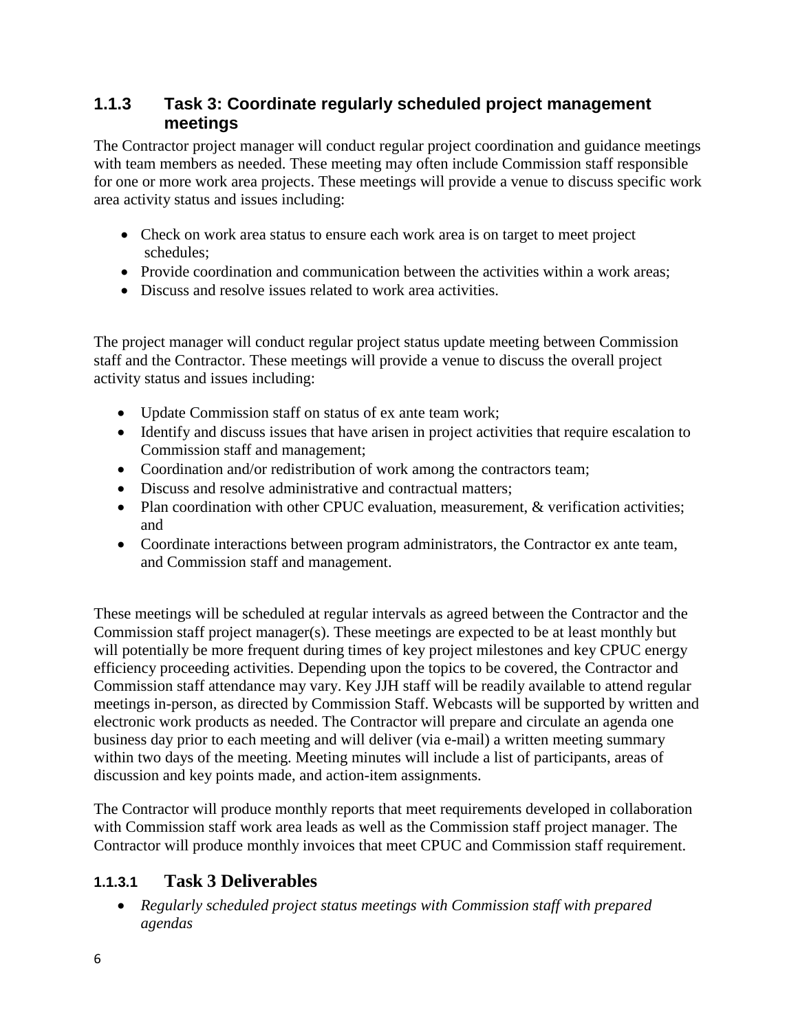### 1.1.3 Task 3: Coordinate regularly scheduled project management meetings

The Contractor project manager will conduct regular project coordination and guidance meetings with team members as needed. These meeting may often include Commission staff responsible for one or more work area projects. These meetings will provide a venue to discuss specific work area activity status and issues including:

- Check on work area status to ensure each work area is on target to meet project schedules;
- Provide coordination and communication between the activities within a work areas;
- Discuss and resolve issues related to work area activities.

The project manager will conduct regular project status update meeting between Commission staff and the Contractor. These meetings will provide a venue to discuss the overall project activity status and issues including:

- Update Commission staff on status of ex ante team work;
- Identify and discuss issues that have arisen in project activities that require escalation to Commission staff and management;
- Coordination and/or redistribution of work among the contractors team;
- Discuss and resolve administrative and contractual matters;
- Plan coordination with other CPUC evaluation, measurement, & verification activities; and
- Coordinate interactions between program administrators, the Contractor ex ante team, and Commission staff and management.

These meetings will be scheduled at regular intervals as agreed between the Contractor and the Commission staff project manager(s). These meetings are expected to be at least monthly but will potentially be more frequent during times of key project milestones and key CPUC energy efficiency proceeding activities. Depending upon the topics to be covered, the Contractor and Commission staff attendance may vary. Key JJH staff will be readily available to attend regular meetings in-person, as directed by Commission Staff. Webcasts will be supported by written and electronic work products as needed. The Contractor will prepare and circulate an agenda one business day prior to each meeting and will deliver (via e-mail) a written meeting summary within two days of the meeting. Meeting minutes will include a list of participants, areas of discussion and key points made, and action-item assignments.

The Contractor will produce monthly reports that meet requirements developed in collaboration with Commission staff work area leads as well as the Commission staff project manager. The Contractor will produce monthly invoices that meet CPUC and Commission staff requirement.

#### 1.1.3.1 Task 3 Deliverables

- *Regularly scheduled project status meetings with Commission staff with prepared agendas*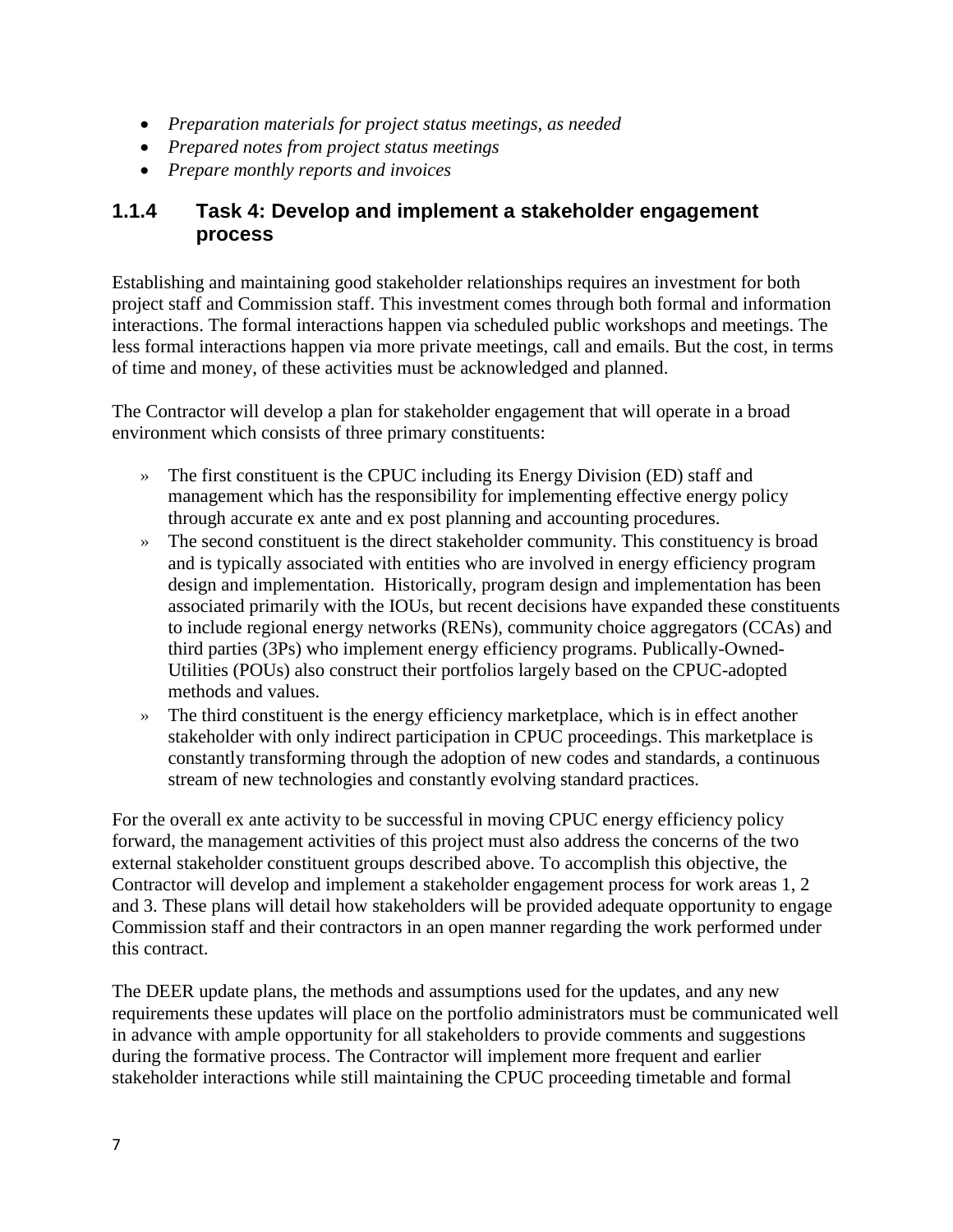- *Preparation materials for project status meetings, as needed*
- *Prepared notes from project status meetings*
- *Prepare monthly reports and invoices*

### 1.1.4 Task 4: Develop and implement a stakeholder engagement process

Establishing and maintaining good stakeholder relationships requires an investment for both project staff and Commission staff. This investment comes through both formal and information interactions. The formal interactions happen via scheduled public workshops and meetings. The less formal interactions happen via more private meetings, call and emails. But the cost, in terms of time and money, of these activities must be acknowledged and planned.

The Contractor will develop a plan for stakeholder engagement that will operate in a broad environment which consists of three primary constituents:

- The first constituent is the CPUC including its Energy Division (ED) staff and management which has the responsibility for implementing effective energy policy through accurate ex ante and ex post planning and accounting procedures.
- The second constituent is the direct stakeholder community. This constituency is broad and is typically associated with entities who are involved in energy efficiency program design and implementation. Historically, program design and implementation has been associated primarily with the IOUs, but recent decisions have expanded these constituents to include regional energy networks (RENs), community choice aggregators (CCAs) and third parties (3Ps) who implement energy efficiency programs. Publically-Owned-Utilities (POUs) also construct their portfolios largely based on the CPUC-adopted methods and values.
- The third constituent is the energy efficiency marketplace, which is in effect another stakeholder with only indirect participation in CPUC proceedings. This marketplace is constantly transforming through the adoption of new codes and standards, a continuous stream of new technologies and constantly evolving standard practices.

For the overall ex ante activity to be successful in moving CPUC energy efficiency policy forward, the management activities of this project must also address the concerns of the two external stakeholder constituent groups described above. To accomplish this objective, the Contractor will develop and implement a stakeholder engagement process for work areas 1, 2 and 3. These plans will detail how stakeholders will be provided adequate opportunity to engage Commission staff and their contractors in an open manner regarding the work performed under this contract.

The DEER update plans, the methods and assumptions used for the updates, and any new requirements these updates will place on the portfolio administrators must be communicated well in advance with ample opportunity for all stakeholders to provide comments and suggestions during the formative process. The Contractor will implement more frequent and earlier stakeholder interactions while still maintaining the CPUC proceeding timetable and formal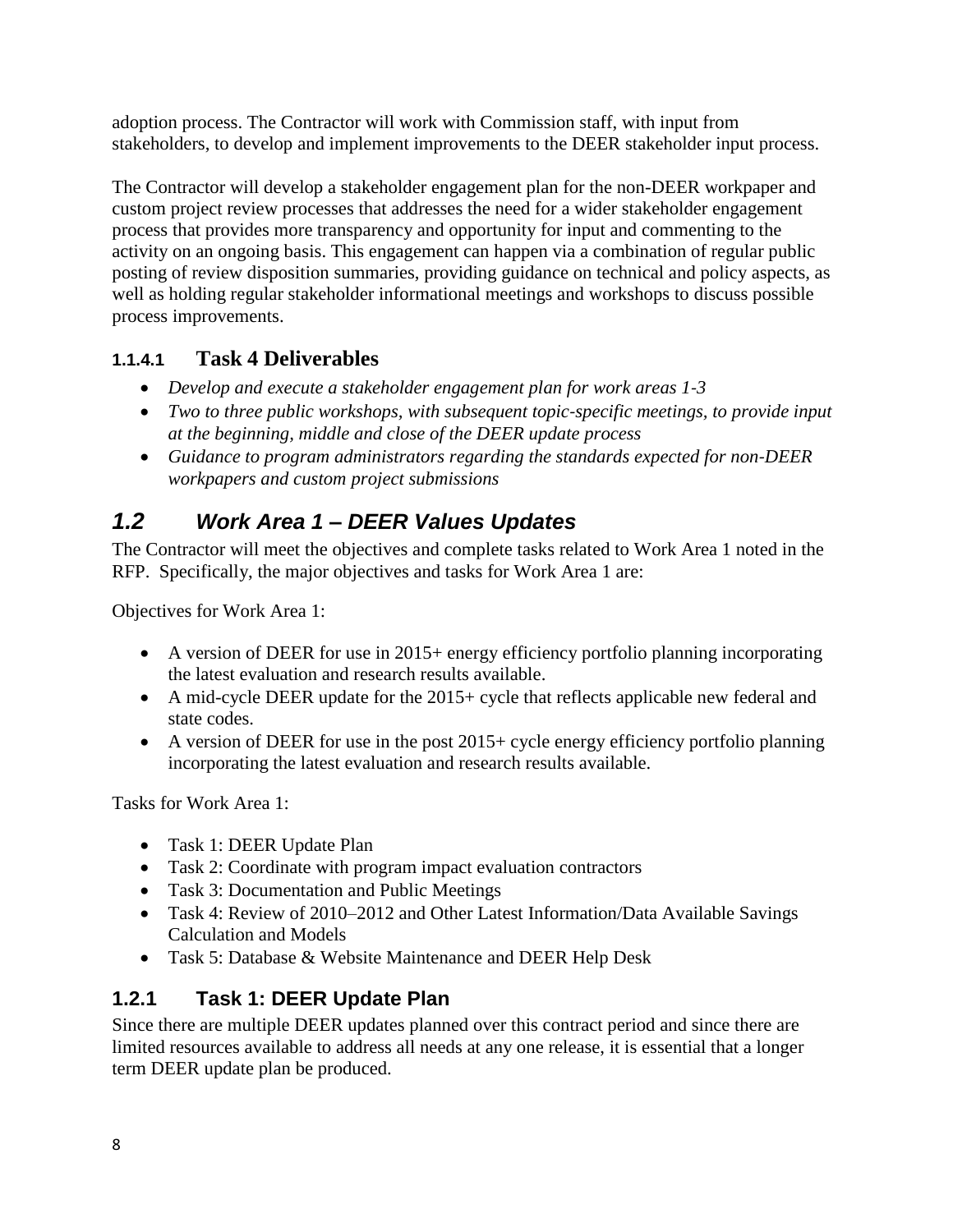adoption process. The Contractor will work with Commission staff, with input from stakeholders, to develop and implement improvements to the DEER stakeholder input process.

The Contractor will develop a stakeholder engagement plan for the non-DEER workpaper and custom project review processes that addresses the need for a wider stakeholder engagement process that provides more transparency and opportunity for input and commenting to the activity on an ongoing basis. This engagement can happen via a combination of regular public posting of review disposition summaries, providing guidance on technical and policy aspects, as well as holding regular stakeholder informational meetings and workshops to discuss possible process improvements.

#### 1.1.4.1 Task 4 Deliverables

- *Develop and execute a stakeholder engagement plan for work areas 1-3*
- *Two to three public workshops, with subsequent topic-specific meetings, to provide input at the beginning, middle and close of the DEER update process*
- *Guidance to program administrators regarding the standards expected for non-DEER workpapers and custom project submissions*

## *1.2 Work Area 1 – DEER Values Updates*

The Contractor will meet the objectives and complete tasks related to Work Area 1 noted in the RFP. Specifically, the major objectives and tasks for Work Area 1 are:

Objectives for Work Area 1:

- A version of DEER for use in 2015+ energy efficiency portfolio planning incorporating the latest evaluation and research results available.
- A mid-cycle DEER update for the 2015+ cycle that reflects applicable new federal and state codes.
- A version of DEER for use in the post 2015+ cycle energy efficiency portfolio planning incorporating the latest evaluation and research results available.

Tasks for Work Area 1:

- Task 1: DEER Update Plan
- Task 2: Coordinate with program impact evaluation contractors
- Task 3: Documentation and Public Meetings
- Task 4: Review of 2010–2012 and Other Latest Information/Data Available Savings Calculation and Models
- Task 5: Database & Website Maintenance and DEER Help Desk

### 1.2.1 Task 1: DEER Update Plan

Since there are multiple DEER updates planned over this contract period and since there are limited resources available to address all needs at any one release, it is essential that a longer term DEER update plan be produced.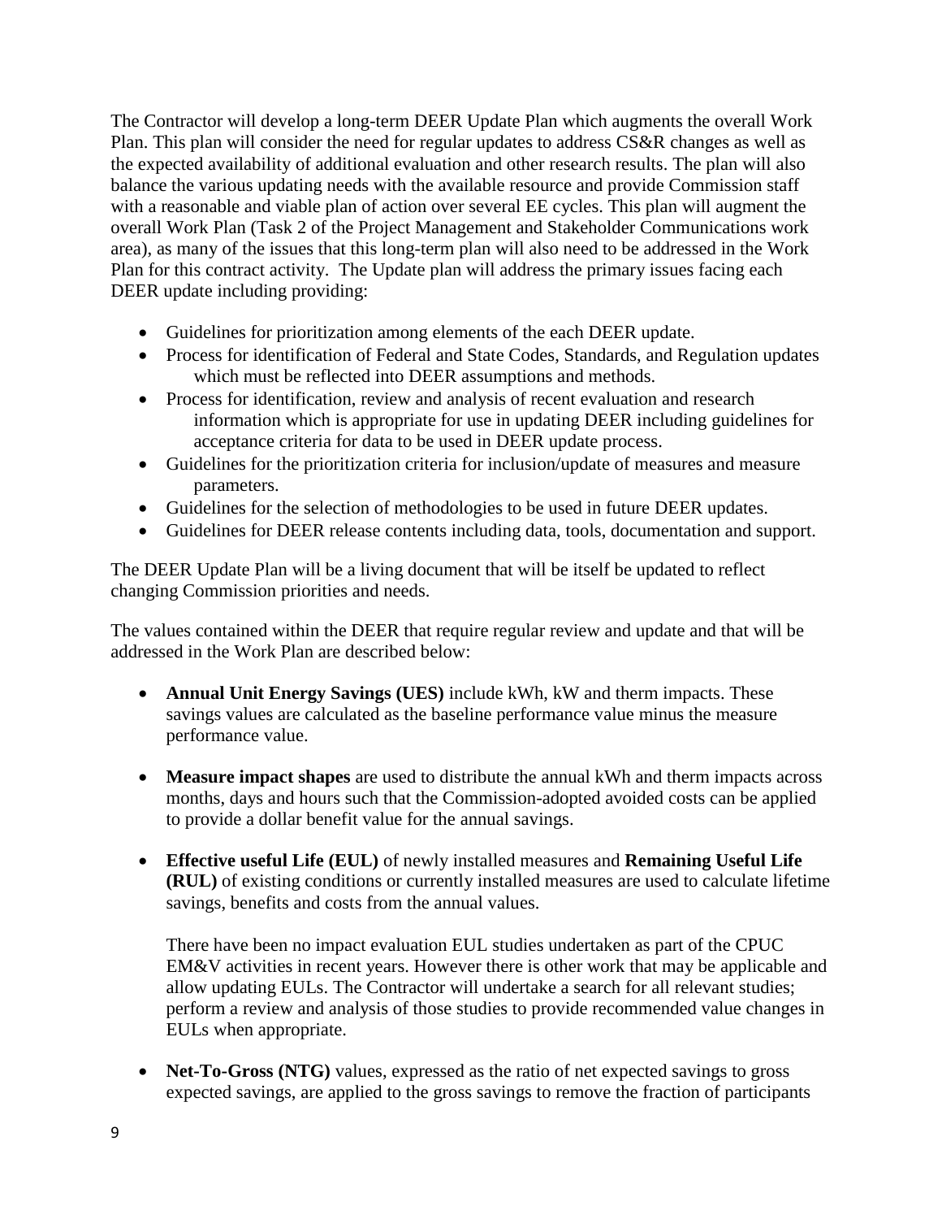The Contractor will develop a long-term DEER Update Plan which augments the overall Work Plan. This plan will consider the need for regular updates to address CS&R changes as well as the expected availability of additional evaluation and other research results. The plan will also balance the various updating needs with the available resource and provide Commission staff with a reasonable and viable plan of action over several EE cycles. This plan will augment the overall Work Plan (Task 2 of the Project Management and Stakeholder Communications work area), as many of the issues that this long-term plan will also need to be addressed in the Work Plan for this contract activity. The Update plan will address the primary issues facing each DEER update including providing:

- Guidelines for prioritization among elements of the each DEER update.
- Process for identification of Federal and State Codes, Standards, and Regulation updates which must be reflected into DEER assumptions and methods.
- Process for identification, review and analysis of recent evaluation and research information which is appropriate for use in updating DEER including guidelines for acceptance criteria for data to be used in DEER update process.
- Guidelines for the prioritization criteria for inclusion/update of measures and measure parameters.
- Guidelines for the selection of methodologies to be used in future DEER updates.
- Guidelines for DEER release contents including data, tools, documentation and support.

The DEER Update Plan will be a living document that will be itself be updated to reflect changing Commission priorities and needs.

The values contained within the DEER that require regular review and update and that will be addressed in the Work Plan are described below:

- **Annual Unit Energy Savings (UES)** include kWh, kW and therm impacts. These savings values are calculated as the baseline performance value minus the measure performance value.

- **Measure impact shapes** are used to distribute the annual kWh and therm impacts across months, days and hours such that the Commission-adopted avoided costs can be applied to provide a dollar benefit value for the annual savings.

- **Effective useful Life (EUL)** of newly installed measures and **Remaining Useful Life (RUL)** of existing conditions or currently installed measures are used to calculate lifetime savings, benefits and costs from the annual values.

  There have been no impact evaluation EUL studies undertaken as part of the CPUC EM&V activities in recent years. However there is other work that may be applicable and allow updating EULs. The Contractor will undertake a search for all relevant studies; perform a review and analysis of those studies to provide recommended value changes in EULs when appropriate.

- **Net-To-Gross (NTG)** values, expressed as the ratio of net expected savings to gross expected savings, are applied to the gross savings to remove the fraction of participants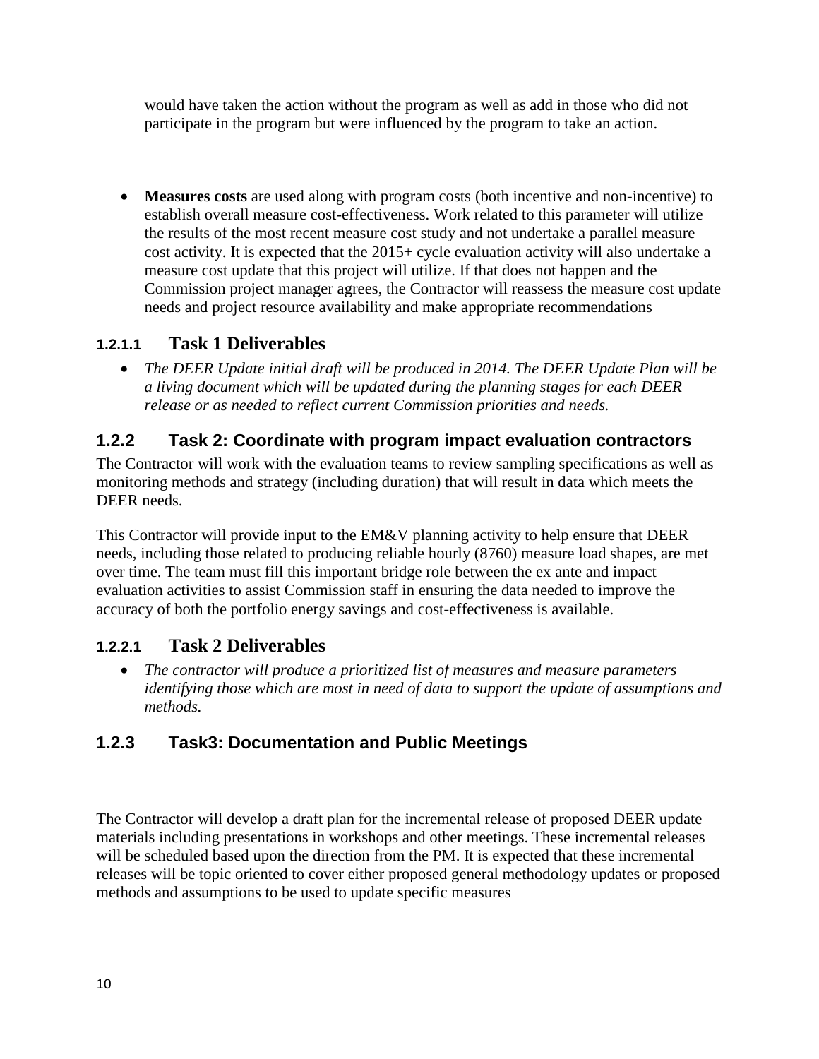would have taken the action without the program as well as add in those who did not participate in the program but were influenced by the program to take an action.

- **Measures costs** are used along with program costs (both incentive and non-incentive) to establish overall measure cost-effectiveness. Work related to this parameter will utilize the results of the most recent measure cost study and not undertake a parallel measure cost activity. It is expected that the 2015+ cycle evaluation activity will also undertake a measure cost update that this project will utilize. If that does not happen and the Commission project manager agrees, the Contractor will reassess the measure cost update needs and project resource availability and make appropriate recommendations

#### 1.2.1.1 Task 1 Deliverables

- *The DEER Update initial draft will be produced in 2014. The DEER Update Plan will be a living document which will be updated during the planning stages for each DEER release or as needed to reflect current Commission priorities and needs.*

### 1.2.2 Task 2: Coordinate with program impact evaluation contractors

The Contractor will work with the evaluation teams to review sampling specifications as well as monitoring methods and strategy (including duration) that will result in data which meets the DEER needs.

This Contractor will provide input to the EM&V planning activity to help ensure that DEER needs, including those related to producing reliable hourly (8760) measure load shapes, are met over time. The team must fill this important bridge role between the ex ante and impact evaluation activities to assist Commission staff in ensuring the data needed to improve the accuracy of both the portfolio energy savings and cost-effectiveness is available.

#### 1.2.2.1 Task 2 Deliverables

- *The contractor will produce a prioritized list of measures and measure parameters identifying those which are most in need of data to support the update of assumptions and methods.*

### 1.2.3 Task3: Documentation and Public Meetings

The Contractor will develop a draft plan for the incremental release of proposed DEER update materials including presentations in workshops and other meetings. These incremental releases will be scheduled based upon the direction from the PM. It is expected that these incremental releases will be topic oriented to cover either proposed general methodology updates or proposed methods and assumptions to be used to update specific measures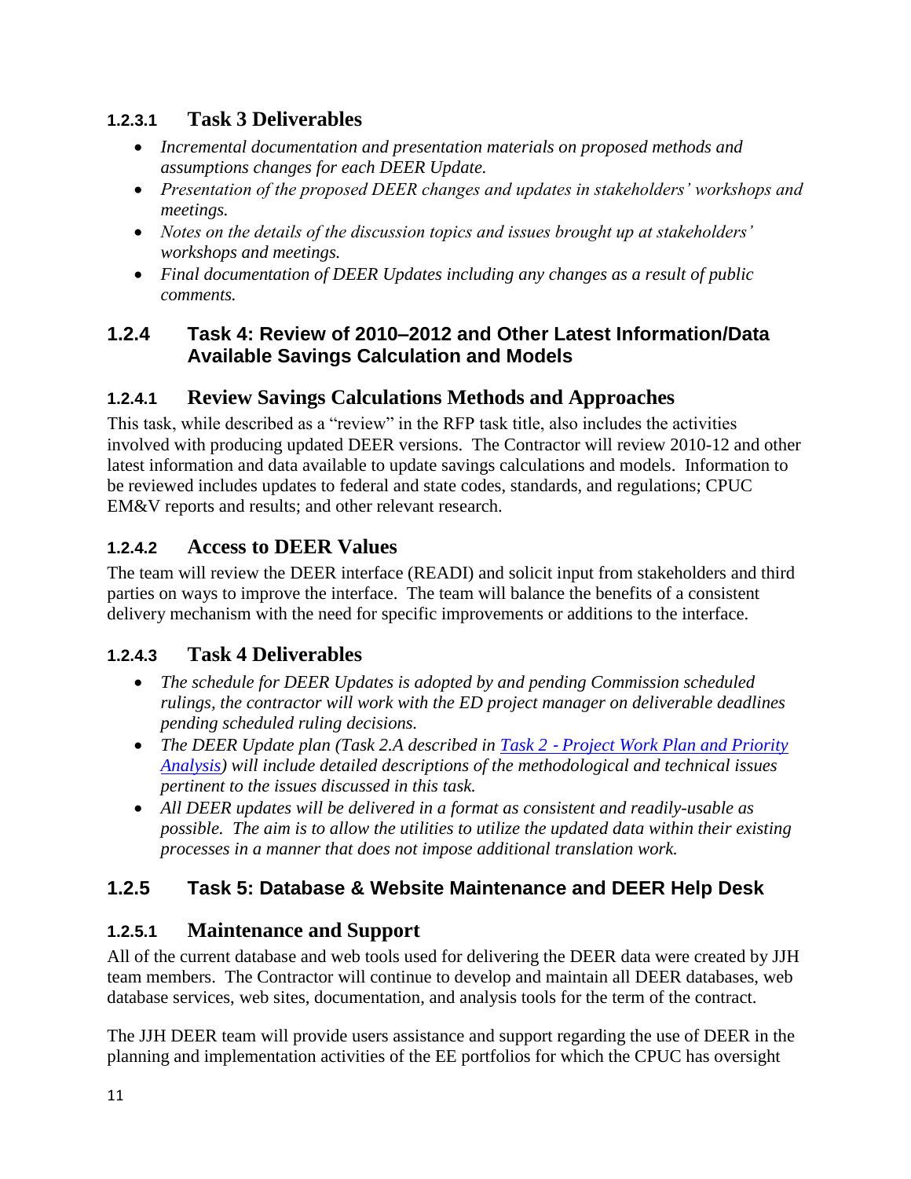#### 1.2.3.1 Task 3 Deliverables

- *Incremental documentation and presentation materials on proposed methods and assumptions changes for each DEER Update.*
- *Presentation of the proposed DEER changes and updates in stakeholders' workshops and meetings.*
- *Notes on the details of the discussion topics and issues brought up at stakeholders' workshops and meetings.*
- *Final documentation of DEER Updates including any changes as a result of public comments.*

### 1.2.4 Task 4: Review of 2010–2012 and Other Latest Information/Data Available Savings Calculation and Models

#### 1.2.4.1 Review Savings Calculations Methods and Approaches

This task, while described as a "review" in the RFP task title, also includes the activities involved with producing updated DEER versions. The Contractor will review 2010-12 and other latest information and data available to update savings calculations and models. Information to be reviewed includes updates to federal and state codes, standards, and regulations; CPUC EM&V reports and results; and other relevant research.

#### 1.2.4.2 Access to DEER Values

The team will review the DEER interface (READI) and solicit input from stakeholders and third parties on ways to improve the interface. The team will balance the benefits of a consistent delivery mechanism with the need for specific improvements or additions to the interface.

#### 1.2.4.3 Task 4 Deliverables

- *The schedule for DEER Updates is adopted by and pending Commission scheduled rulings, the contractor will work with the ED project manager on deliverable deadlines pending scheduled ruling decisions.*
- *The DEER Update plan (Task 2.A described in [Task 2 - Project Work Plan and Priority Analysis](#)) will include detailed descriptions of the methodological and technical issues pertinent to the issues discussed in this task.*
- *All DEER updates will be delivered in a format as consistent and readily-usable as possible. The aim is to allow the utilities to utilize the updated data within their existing processes in a manner that does not impose additional translation work.*

### 1.2.5 Task 5: Database & Website Maintenance and DEER Help Desk

#### 1.2.5.1 Maintenance and Support

All of the current database and web tools used for delivering the DEER data were created by JJH team members. The Contractor will continue to develop and maintain all DEER databases, web database services, web sites, documentation, and analysis tools for the term of the contract.

The JJH DEER team will provide users assistance and support regarding the use of DEER in the planning and implementation activities of the EE portfolios for which the CPUC has oversight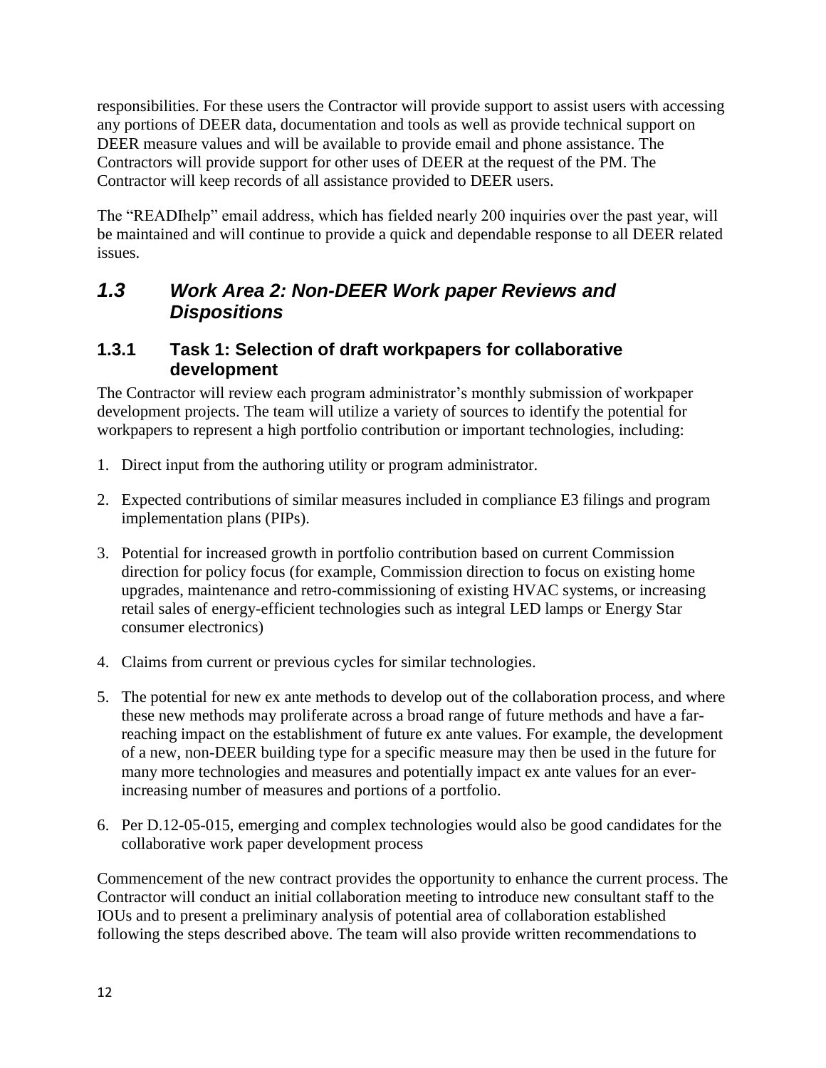responsibilities. For these users the Contractor will provide support to assist users with accessing any portions of DEER data, documentation and tools as well as provide technical support on DEER measure values and will be available to provide email and phone assistance. The Contractors will provide support for other uses of DEER at the request of the PM. The Contractor will keep records of all assistance provided to DEER users.

The "READIhelp" email address, which has fielded nearly 200 inquiries over the past year, will be maintained and will continue to provide a quick and dependable response to all DEER related issues.

## *1.3 Work Area 2: Non-DEER Work paper Reviews and Dispositions*

### 1.3.1 Task 1: Selection of draft workpapers for collaborative development

The Contractor will review each program administrator's monthly submission of workpaper development projects. The team will utilize a variety of sources to identify the potential for workpapers to represent a high portfolio contribution or important technologies, including:

1. Direct input from the authoring utility or program administrator.
2. Expected contributions of similar measures included in compliance E3 filings and program implementation plans (PIPs).
3. Potential for increased growth in portfolio contribution based on current Commission direction for policy focus (for example, Commission direction to focus on existing home upgrades, maintenance and retro-commissioning of existing HVAC systems, or increasing retail sales of energy-efficient technologies such as integral LED lamps or Energy Star consumer electronics)
4. Claims from current or previous cycles for similar technologies.
5. The potential for new ex ante methods to develop out of the collaboration process, and where these new methods may proliferate across a broad range of future methods and have a far-reaching impact on the establishment of future ex ante values. For example, the development of a new, non-DEER building type for a specific measure may then be used in the future for many more technologies and measures and potentially impact ex ante values for an ever-increasing number of measures and portions of a portfolio.
6. Per D.12-05-015, emerging and complex technologies would also be good candidates for the collaborative work paper development process

Commencement of the new contract provides the opportunity to enhance the current process. The Contractor will conduct an initial collaboration meeting to introduce new consultant staff to the IOUs and to present a preliminary analysis of potential area of collaboration established following the steps described above. The team will also provide written recommendations to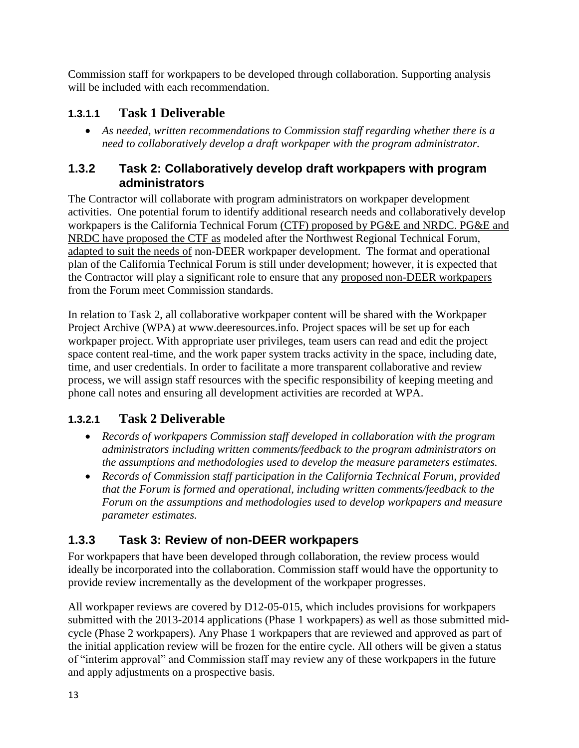Commission staff for workpapers to be developed through collaboration. Supporting analysis will be included with each recommendation.

#### 1.3.1.1 Task 1 Deliverable

- *As needed, written recommendations to Commission staff regarding whether there is a need to collaboratively develop a draft workpaper with the program administrator.*

### 1.3.2 Task 2: Collaboratively develop draft workpapers with program administrators

The Contractor will collaborate with program administrators on workpaper development activities. One potential forum to identify additional research needs and collaboratively develop workpapers is the California Technical Forum (CTF) proposed by PG&E and NRDC. PG&E and NRDC have proposed the CTF as modeled after the Northwest Regional Technical Forum, adapted to suit the needs of non-DEER workpaper development. The format and operational plan of the California Technical Forum is still under development; however, it is expected that the Contractor will play a significant role to ensure that any proposed non-DEER workpapers from the Forum meet Commission standards.

In relation to Task 2, all collaborative workpaper content will be shared with the Workpaper Project Archive (WPA) at www.deeresources.info. Project spaces will be set up for each workpaper project. With appropriate user privileges, team users can read and edit the project space content real-time, and the work paper system tracks activity in the space, including date, time, and user credentials. In order to facilitate a more transparent collaborative and review process, we will assign staff resources with the specific responsibility of keeping meeting and phone call notes and ensuring all development activities are recorded at WPA.

#### 1.3.2.1 Task 2 Deliverable

- *Records of workpapers Commission staff developed in collaboration with the program administrators including written comments/feedback to the program administrators on the assumptions and methodologies used to develop the measure parameters estimates.*
- *Records of Commission staff participation in the California Technical Forum, provided that the Forum is formed and operational, including written comments/feedback to the Forum on the assumptions and methodologies used to develop workpapers and measure parameter estimates.*

### 1.3.3 Task 3: Review of non-DEER workpapers

For workpapers that have been developed through collaboration, the review process would ideally be incorporated into the collaboration. Commission staff would have the opportunity to provide review incrementally as the development of the workpaper progresses.

All workpaper reviews are covered by D12-05-015, which includes provisions for workpapers submitted with the 2013-2014 applications (Phase 1 workpapers) as well as those submitted mid-cycle (Phase 2 workpapers). Any Phase 1 workpapers that are reviewed and approved as part of the initial application review will be frozen for the entire cycle. All others will be given a status of "interim approval" and Commission staff may review any of these workpapers in the future and apply adjustments on a prospective basis.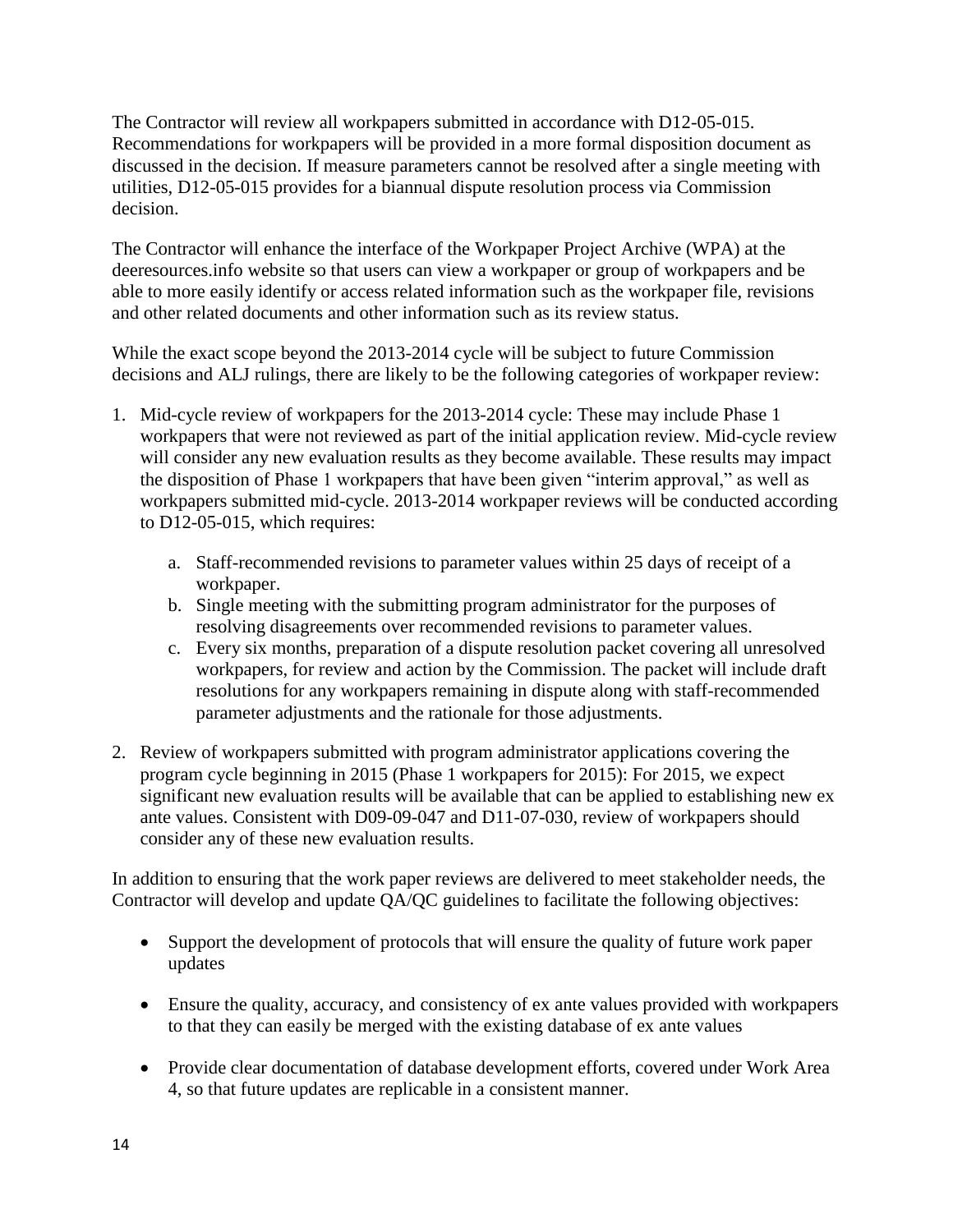The Contractor will review all workpapers submitted in accordance with D12-05-015. Recommendations for workpapers will be provided in a more formal disposition document as discussed in the decision. If measure parameters cannot be resolved after a single meeting with utilities, D12-05-015 provides for a biannual dispute resolution process via Commission decision.

The Contractor will enhance the interface of the Workpaper Project Archive (WPA) at the deeresources.info website so that users can view a workpaper or group of workpapers and be able to more easily identify or access related information such as the workpaper file, revisions and other related documents and other information such as its review status.

While the exact scope beyond the 2013-2014 cycle will be subject to future Commission decisions and ALJ rulings, there are likely to be the following categories of workpaper review:

1. Mid-cycle review of workpapers for the 2013-2014 cycle: These may include Phase 1 workpapers that were not reviewed as part of the initial application review. Mid-cycle review will consider any new evaluation results as they become available. These results may impact the disposition of Phase 1 workpapers that have been given "interim approval," as well as workpapers submitted mid-cycle. 2013-2014 workpaper reviews will be conducted according to D12-05-015, which requires:

    a. Staff-recommended revisions to parameter values within 25 days of receipt of a workpaper.
    b. Single meeting with the submitting program administrator for the purposes of resolving disagreements over recommended revisions to parameter values.
    c. Every six months, preparation of a dispute resolution packet covering all unresolved workpapers, for review and action by the Commission. The packet will include draft resolutions for any workpapers remaining in dispute along with staff-recommended parameter adjustments and the rationale for those adjustments.

2. Review of workpapers submitted with program administrator applications covering the program cycle beginning in 2015 (Phase 1 workpapers for 2015): For 2015, we expect significant new evaluation results will be available that can be applied to establishing new ex ante values. Consistent with D09-09-047 and D11-07-030, review of workpapers should consider any of these new evaluation results.

In addition to ensuring that the work paper reviews are delivered to meet stakeholder needs, the Contractor will develop and update QA/QC guidelines to facilitate the following objectives:

- Support the development of protocols that will ensure the quality of future work paper updates

- Ensure the quality, accuracy, and consistency of ex ante values provided with workpapers to that they can easily be merged with the existing database of ex ante values

- Provide clear documentation of database development efforts, covered under Work Area 4, so that future updates are replicable in a consistent manner.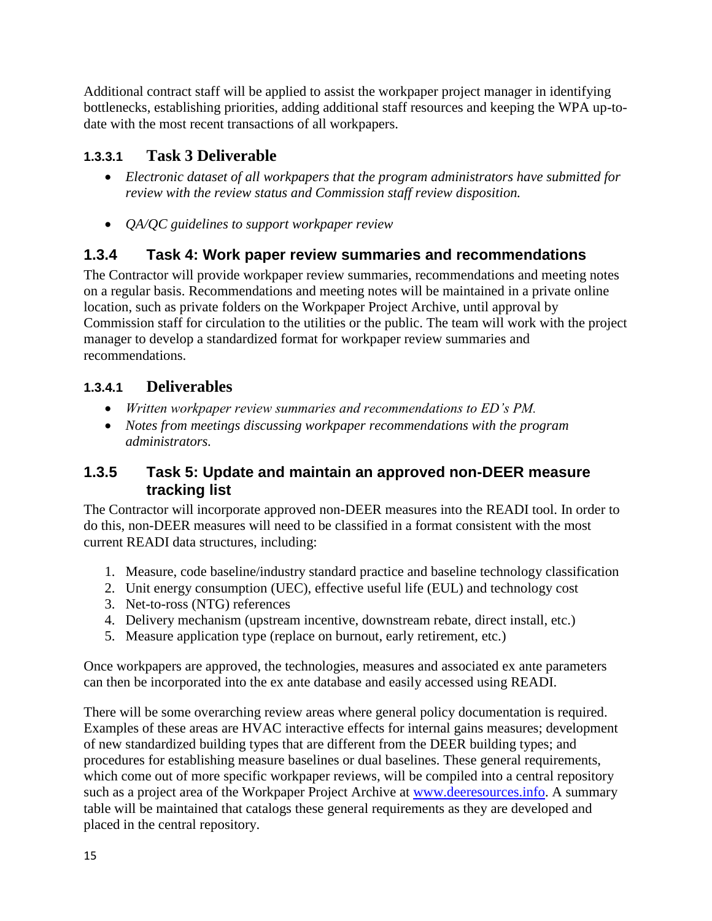Additional contract staff will be applied to assist the workpaper project manager in identifying bottlenecks, establishing priorities, adding additional staff resources and keeping the WPA up-to-date with the most recent transactions of all workpapers.

#### 1.3.3.1 Task 3 Deliverable

- *Electronic dataset of all workpapers that the program administrators have submitted for review with the review status and Commission staff review disposition.*
- *QA/QC guidelines to support workpaper review*

### 1.3.4 Task 4: Work paper review summaries and recommendations

The Contractor will provide workpaper review summaries, recommendations and meeting notes on a regular basis. Recommendations and meeting notes will be maintained in a private online location, such as private folders on the Workpaper Project Archive, until approval by Commission staff for circulation to the utilities or the public. The team will work with the project manager to develop a standardized format for workpaper review summaries and recommendations.

#### 1.3.4.1 Deliverables

- *Written workpaper review summaries and recommendations to ED's PM.*
- *Notes from meetings discussing workpaper recommendations with the program administrators.*

### 1.3.5 Task 5: Update and maintain an approved non-DEER measure tracking list

The Contractor will incorporate approved non-DEER measures into the READI tool. In order to do this, non-DEER measures will need to be classified in a format consistent with the most current READI data structures, including:

1. Measure, code baseline/industry standard practice and baseline technology classification
2. Unit energy consumption (UEC), effective useful life (EUL) and technology cost
3. Net-to-ross (NTG) references
4. Delivery mechanism (upstream incentive, downstream rebate, direct install, etc.)
5. Measure application type (replace on burnout, early retirement, etc.)

Once workpapers are approved, the technologies, measures and associated ex ante parameters can then be incorporated into the ex ante database and easily accessed using READI.

There will be some overarching review areas where general policy documentation is required. Examples of these areas are HVAC interactive effects for internal gains measures; development of new standardized building types that are different from the DEER building types; and procedures for establishing measure baselines or dual baselines. These general requirements, which come out of more specific workpaper reviews, will be compiled into a central repository such as a project area of the Workpaper Project Archive at [www.deeresources.info](www.deeresources.info). A summary table will be maintained that catalogs these general requirements as they are developed and placed in the central repository.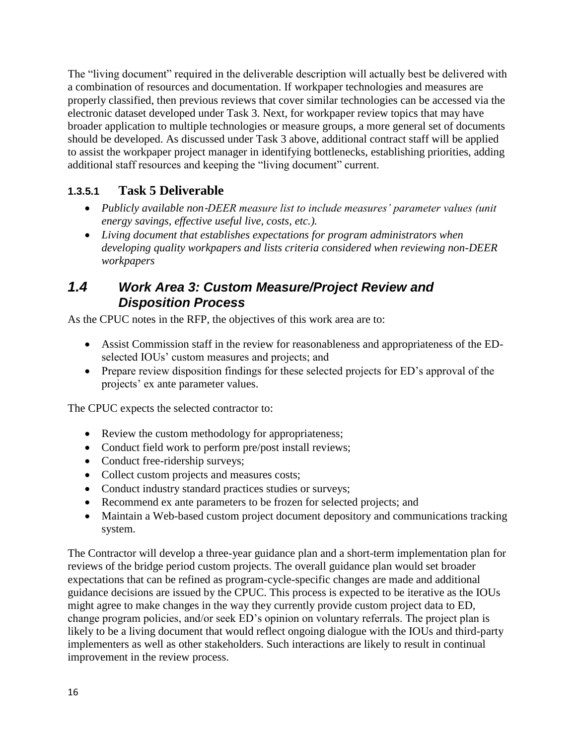The "living document" required in the deliverable description will actually best be delivered with a combination of resources and documentation. If workpaper technologies and measures are properly classified, then previous reviews that cover similar technologies can be accessed via the electronic dataset developed under Task 3. Next, for workpaper review topics that may have broader application to multiple technologies or measure groups, a more general set of documents should be developed. As discussed under Task 3 above, additional contract staff will be applied to assist the workpaper project manager in identifying bottlenecks, establishing priorities, adding additional staff resources and keeping the "living document" current.

#### 1.3.5.1 Task 5 Deliverable

- *Publicly available non-DEER measure list to include measures' parameter values (unit energy savings, effective useful live, costs, etc.).*
- *Living document that establishes expectations for program administrators when developing quality workpapers and lists criteria considered when reviewing non-DEER workpapers*

## *1.4 Work Area 3: Custom Measure/Project Review and Disposition Process*

As the CPUC notes in the RFP, the objectives of this work area are to:

- Assist Commission staff in the review for reasonableness and appropriateness of the ED-selected IOUs' custom measures and projects; and
- Prepare review disposition findings for these selected projects for ED's approval of the projects' ex ante parameter values.

The CPUC expects the selected contractor to:

- Review the custom methodology for appropriateness;
- Conduct field work to perform pre/post install reviews;
- Conduct free-ridership surveys;
- Collect custom projects and measures costs;
- Conduct industry standard practices studies or surveys;
- Recommend ex ante parameters to be frozen for selected projects; and
- Maintain a Web-based custom project document depository and communications tracking system.

The Contractor will develop a three-year guidance plan and a short-term implementation plan for reviews of the bridge period custom projects. The overall guidance plan would set broader expectations that can be refined as program-cycle-specific changes are made and additional guidance decisions are issued by the CPUC. This process is expected to be iterative as the IOUs might agree to make changes in the way they currently provide custom project data to ED, change program policies, and/or seek ED's opinion on voluntary referrals. The project plan is likely to be a living document that would reflect ongoing dialogue with the IOUs and third-party implementers as well as other stakeholders. Such interactions are likely to result in continual improvement in the review process.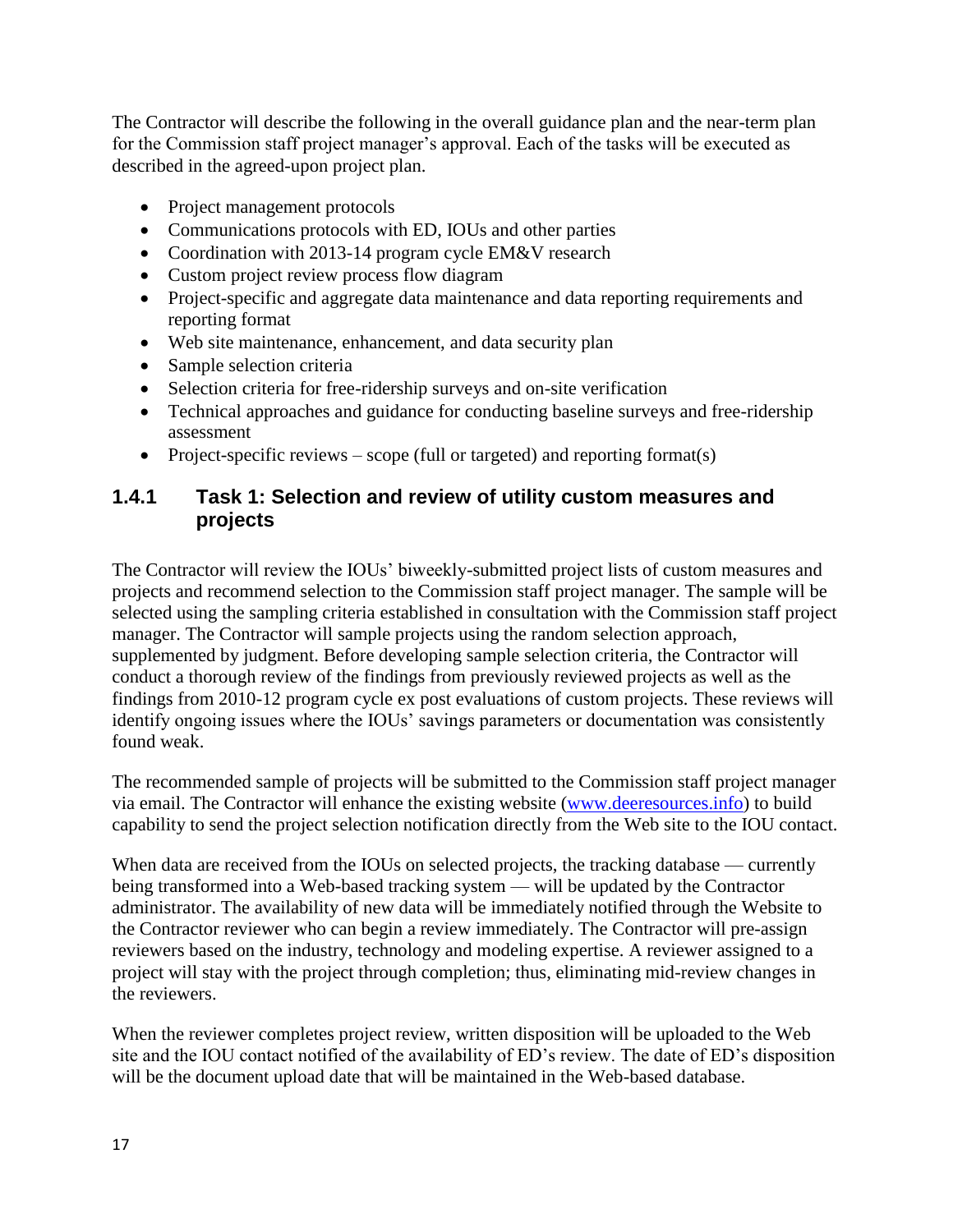The Contractor will describe the following in the overall guidance plan and the near-term plan for the Commission staff project manager's approval. Each of the tasks will be executed as described in the agreed-upon project plan.

- Project management protocols
- Communications protocols with ED, IOUs and other parties
- Coordination with 2013-14 program cycle EM&V research
- Custom project review process flow diagram
- Project-specific and aggregate data maintenance and data reporting requirements and reporting format
- Web site maintenance, enhancement, and data security plan
- Sample selection criteria
- Selection criteria for free-ridership surveys and on-site verification
- Technical approaches and guidance for conducting baseline surveys and free-ridership assessment
- Project-specific reviews – scope (full or targeted) and reporting format(s)

### 1.4.1 Task 1: Selection and review of utility custom measures and projects

The Contractor will review the IOUs' biweekly-submitted project lists of custom measures and projects and recommend selection to the Commission staff project manager. The sample will be selected using the sampling criteria established in consultation with the Commission staff project manager. The Contractor will sample projects using the random selection approach, supplemented by judgment. Before developing sample selection criteria, the Contractor will conduct a thorough review of the findings from previously reviewed projects as well as the findings from 2010-12 program cycle ex post evaluations of custom projects. These reviews will identify ongoing issues where the IOUs' savings parameters or documentation was consistently found weak.

The recommended sample of projects will be submitted to the Commission staff project manager via email. The Contractor will enhance the existing website (www.deeresources.info) to build capability to send the project selection notification directly from the Web site to the IOU contact.

When data are received from the IOUs on selected projects, the tracking database — currently being transformed into a Web-based tracking system — will be updated by the Contractor administrator. The availability of new data will be immediately notified through the Website to the Contractor reviewer who can begin a review immediately. The Contractor will pre-assign reviewers based on the industry, technology and modeling expertise. A reviewer assigned to a project will stay with the project through completion; thus, eliminating mid-review changes in the reviewers.

When the reviewer completes project review, written disposition will be uploaded to the Web site and the IOU contact notified of the availability of ED's review. The date of ED's disposition will be the document upload date that will be maintained in the Web-based database.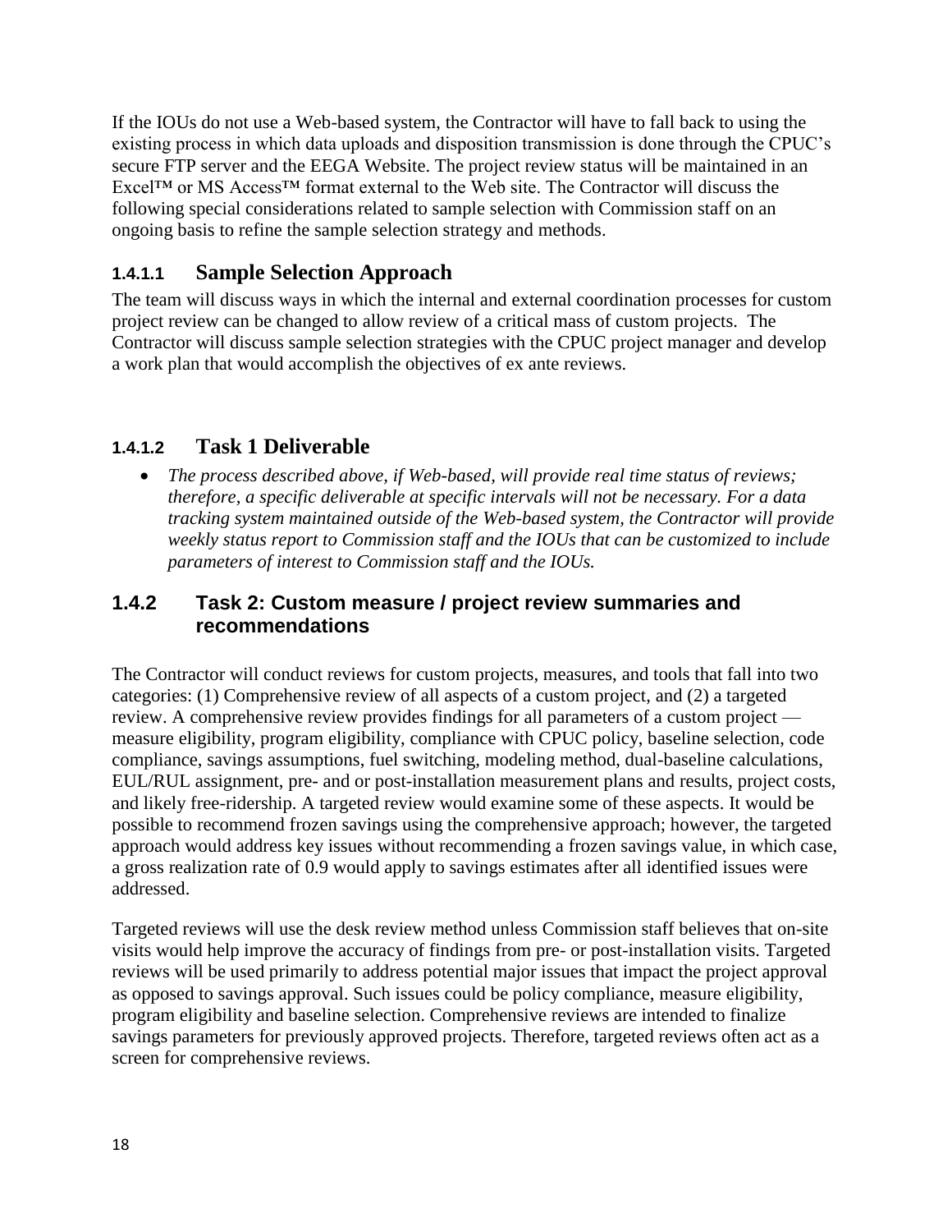If the IOUs do not use a Web-based system, the Contractor will have to fall back to using the existing process in which data uploads and disposition transmission is done through the CPUC's secure FTP server and the EEGA Website. The project review status will be maintained in an Excel™ or MS Access™ format external to the Web site. The Contractor will discuss the following special considerations related to sample selection with Commission staff on an ongoing basis to refine the sample selection strategy and methods.

#### 1.4.1.1 Sample Selection Approach

The team will discuss ways in which the internal and external coordination processes for custom project review can be changed to allow review of a critical mass of custom projects. The Contractor will discuss sample selection strategies with the CPUC project manager and develop a work plan that would accomplish the objectives of ex ante reviews.

#### 1.4.1.2 Task 1 Deliverable

- *The process described above, if Web-based, will provide real time status of reviews; therefore, a specific deliverable at specific intervals will not be necessary. For a data tracking system maintained outside of the Web-based system, the Contractor will provide weekly status report to Commission staff and the IOUs that can be customized to include parameters of interest to Commission staff and the IOUs.*

### 1.4.2 Task 2: Custom measure / project review summaries and recommendations

The Contractor will conduct reviews for custom projects, measures, and tools that fall into two categories: (1) Comprehensive review of all aspects of a custom project, and (2) a targeted review. A comprehensive review provides findings for all parameters of a custom project — measure eligibility, program eligibility, compliance with CPUC policy, baseline selection, code compliance, savings assumptions, fuel switching, modeling method, dual-baseline calculations, EUL/RUL assignment, pre- and or post-installation measurement plans and results, project costs, and likely free-ridership. A targeted review would examine some of these aspects. It would be possible to recommend frozen savings using the comprehensive approach; however, the targeted approach would address key issues without recommending a frozen savings value, in which case, a gross realization rate of 0.9 would apply to savings estimates after all identified issues were addressed.

Targeted reviews will use the desk review method unless Commission staff believes that on-site visits would help improve the accuracy of findings from pre- or post-installation visits. Targeted reviews will be used primarily to address potential major issues that impact the project approval as opposed to savings approval. Such issues could be policy compliance, measure eligibility, program eligibility and baseline selection. Comprehensive reviews are intended to finalize savings parameters for previously approved projects. Therefore, targeted reviews often act as a screen for comprehensive reviews.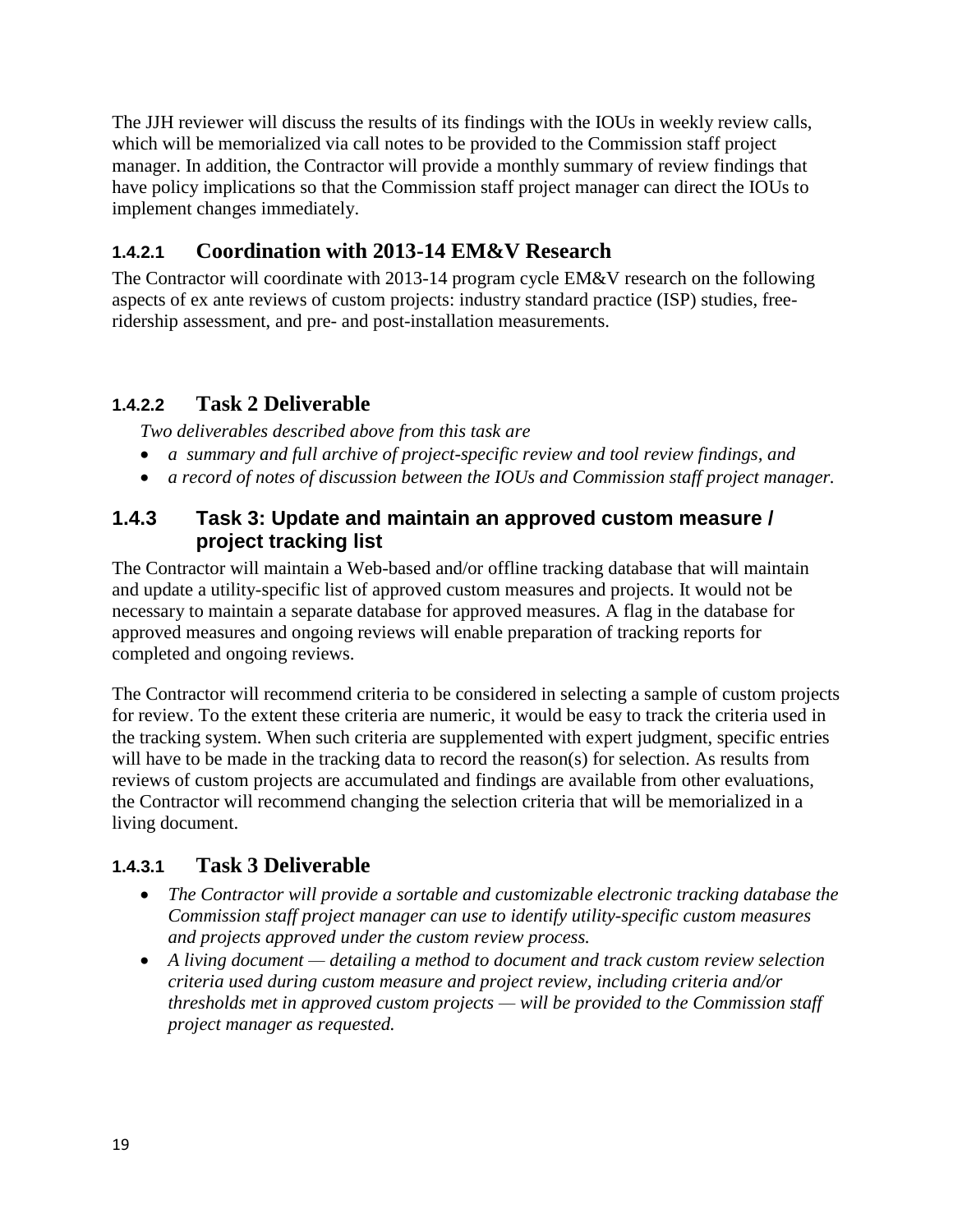The JJH reviewer will discuss the results of its findings with the IOUs in weekly review calls, which will be memorialized via call notes to be provided to the Commission staff project manager. In addition, the Contractor will provide a monthly summary of review findings that have policy implications so that the Commission staff project manager can direct the IOUs to implement changes immediately.

#### 1.4.2.1 Coordination with 2013-14 EM&V Research

The Contractor will coordinate with 2013-14 program cycle EM&V research on the following aspects of ex ante reviews of custom projects: industry standard practice (ISP) studies, free-ridership assessment, and pre- and post-installation measurements.

#### 1.4.2.2 Task 2 Deliverable

*Two deliverables described above from this task are*

- *a summary and full archive of project-specific review and tool review findings, and*
- *a record of notes of discussion between the IOUs and Commission staff project manager.*

### 1.4.3 Task 3: Update and maintain an approved custom measure / project tracking list

The Contractor will maintain a Web-based and/or offline tracking database that will maintain and update a utility-specific list of approved custom measures and projects. It would not be necessary to maintain a separate database for approved measures. A flag in the database for approved measures and ongoing reviews will enable preparation of tracking reports for completed and ongoing reviews.

The Contractor will recommend criteria to be considered in selecting a sample of custom projects for review. To the extent these criteria are numeric, it would be easy to track the criteria used in the tracking system. When such criteria are supplemented with expert judgment, specific entries will have to be made in the tracking data to record the reason(s) for selection. As results from reviews of custom projects are accumulated and findings are available from other evaluations, the Contractor will recommend changing the selection criteria that will be memorialized in a living document.

#### 1.4.3.1 Task 3 Deliverable

- *The Contractor will provide a sortable and customizable electronic tracking database the Commission staff project manager can use to identify utility-specific custom measures and projects approved under the custom review process.*
- *A living document — detailing a method to document and track custom review selection criteria used during custom measure and project review, including criteria and/or thresholds met in approved custom projects — will be provided to the Commission staff project manager as requested.*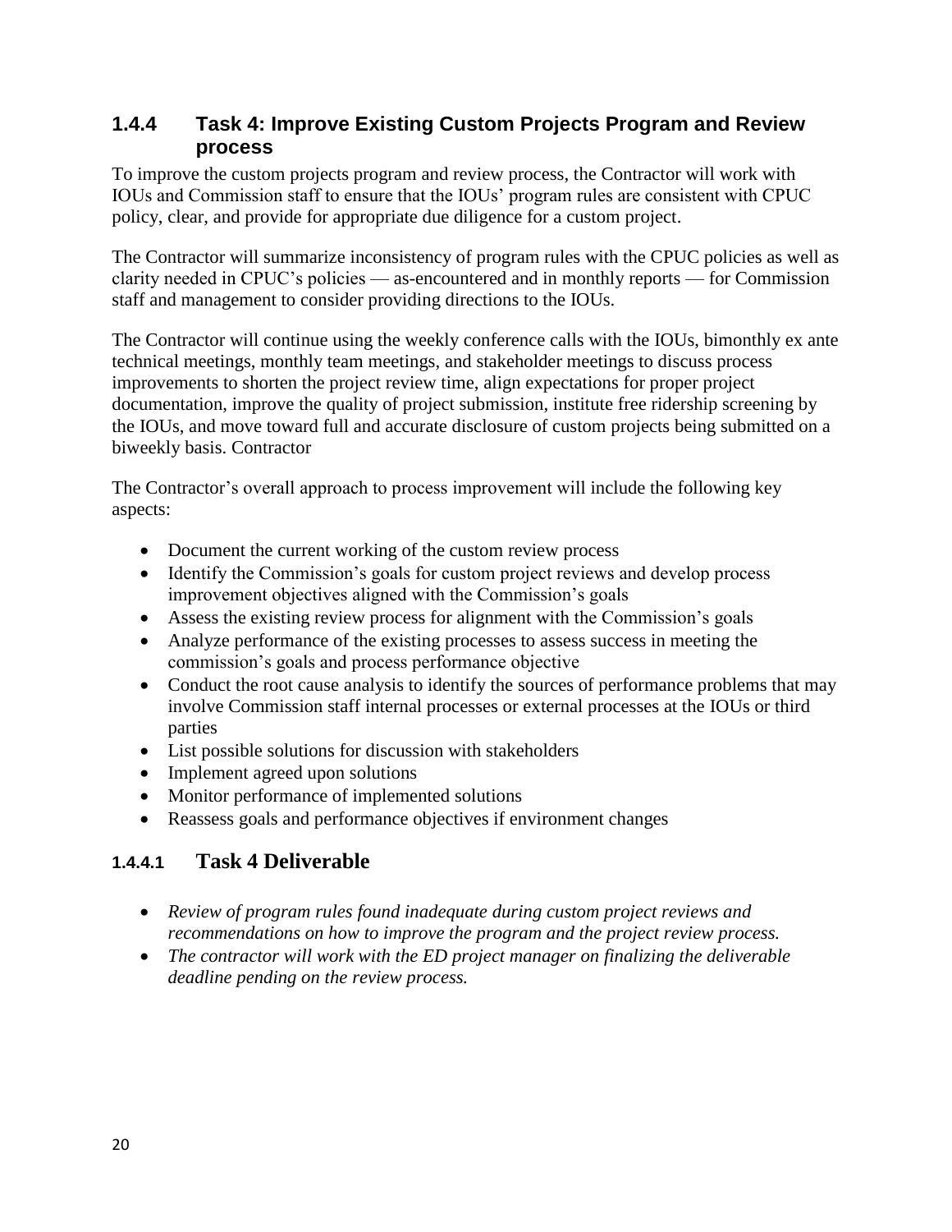### 1.4.4 Task 4: Improve Existing Custom Projects Program and Review process

To improve the custom projects program and review process, the Contractor will work with IOUs and Commission staff to ensure that the IOUs' program rules are consistent with CPUC policy, clear, and provide for appropriate due diligence for a custom project.

The Contractor will summarize inconsistency of program rules with the CPUC policies as well as clarity needed in CPUC's policies — as-encountered and in monthly reports — for Commission staff and management to consider providing directions to the IOUs.

The Contractor will continue using the weekly conference calls with the IOUs, bimonthly ex ante technical meetings, monthly team meetings, and stakeholder meetings to discuss process improvements to shorten the project review time, align expectations for proper project documentation, improve the quality of project submission, institute free ridership screening by the IOUs, and move toward full and accurate disclosure of custom projects being submitted on a biweekly basis. Contractor

The Contractor's overall approach to process improvement will include the following key aspects:

- Document the current working of the custom review process
- Identify the Commission's goals for custom project reviews and develop process improvement objectives aligned with the Commission's goals
- Assess the existing review process for alignment with the Commission's goals
- Analyze performance of the existing processes to assess success in meeting the commission's goals and process performance objective
- Conduct the root cause analysis to identify the sources of performance problems that may involve Commission staff internal processes or external processes at the IOUs or third parties
- List possible solutions for discussion with stakeholders
- Implement agreed upon solutions
- Monitor performance of implemented solutions
- Reassess goals and performance objectives if environment changes

#### 1.4.4.1 Task 4 Deliverable

- *Review of program rules found inadequate during custom project reviews and recommendations on how to improve the program and the project review process.*
- *The contractor will work with the ED project manager on finalizing the deliverable deadline pending on the review process.*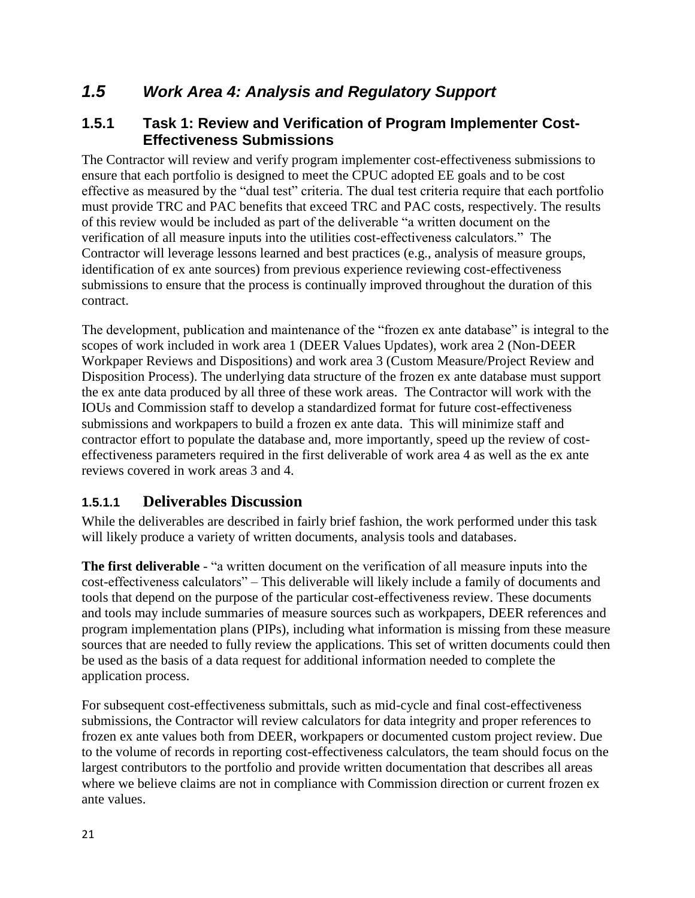## *1.5 Work Area 4: Analysis and Regulatory Support*

### 1.5.1 Task 1: Review and Verification of Program Implementer Cost-Effectiveness Submissions

The Contractor will review and verify program implementer cost-effectiveness submissions to ensure that each portfolio is designed to meet the CPUC adopted EE goals and to be cost effective as measured by the "dual test" criteria. The dual test criteria require that each portfolio must provide TRC and PAC benefits that exceed TRC and PAC costs, respectively. The results of this review would be included as part of the deliverable "a written document on the verification of all measure inputs into the utilities cost-effectiveness calculators." The Contractor will leverage lessons learned and best practices (e.g., analysis of measure groups, identification of ex ante sources) from previous experience reviewing cost-effectiveness submissions to ensure that the process is continually improved throughout the duration of this contract.

The development, publication and maintenance of the "frozen ex ante database" is integral to the scopes of work included in work area 1 (DEER Values Updates), work area 2 (Non-DEER Workpaper Reviews and Dispositions) and work area 3 (Custom Measure/Project Review and Disposition Process). The underlying data structure of the frozen ex ante database must support the ex ante data produced by all three of these work areas. The Contractor will work with the IOUs and Commission staff to develop a standardized format for future cost-effectiveness submissions and workpapers to build a frozen ex ante data. This will minimize staff and contractor effort to populate the database and, more importantly, speed up the review of cost-effectiveness parameters required in the first deliverable of work area 4 as well as the ex ante reviews covered in work areas 3 and 4.

#### 1.5.1.1 Deliverables Discussion

While the deliverables are described in fairly brief fashion, the work performed under this task will likely produce a variety of written documents, analysis tools and databases.

**The first deliverable** - "a written document on the verification of all measure inputs into the cost-effectiveness calculators" – This deliverable will likely include a family of documents and tools that depend on the purpose of the particular cost-effectiveness review. These documents and tools may include summaries of measure sources such as workpapers, DEER references and program implementation plans (PIPs), including what information is missing from these measure sources that are needed to fully review the applications. This set of written documents could then be used as the basis of a data request for additional information needed to complete the application process.

For subsequent cost-effectiveness submittals, such as mid-cycle and final cost-effectiveness submissions, the Contractor will review calculators for data integrity and proper references to frozen ex ante values both from DEER, workpapers or documented custom project review. Due to the volume of records in reporting cost-effectiveness calculators, the team should focus on the largest contributors to the portfolio and provide written documentation that describes all areas where we believe claims are not in compliance with Commission direction or current frozen ex ante values.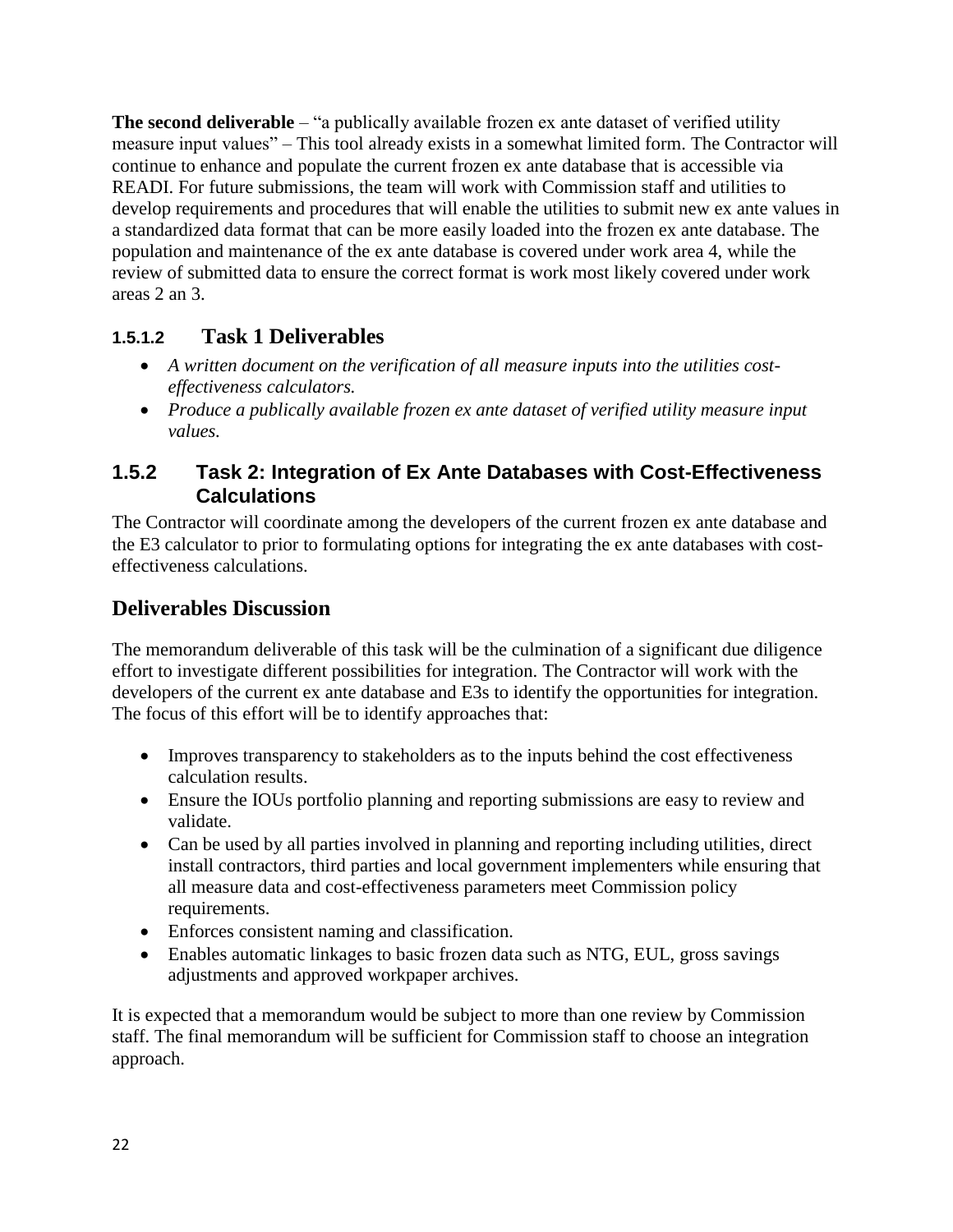**The second deliverable** – "a publically available frozen ex ante dataset of verified utility measure input values" – This tool already exists in a somewhat limited form. The Contractor will continue to enhance and populate the current frozen ex ante database that is accessible via READI. For future submissions, the team will work with Commission staff and utilities to develop requirements and procedures that will enable the utilities to submit new ex ante values in a standardized data format that can be more easily loaded into the frozen ex ante database. The population and maintenance of the ex ante database is covered under work area 4, while the review of submitted data to ensure the correct format is work most likely covered under work areas 2 an 3.

#### 1.5.1.2 Task 1 Deliverables

- *A written document on the verification of all measure inputs into the utilities cost-effectiveness calculators.*
- *Produce a publically available frozen ex ante dataset of verified utility measure input values.*

### 1.5.2 Task 2: Integration of Ex Ante Databases with Cost-Effectiveness Calculations

The Contractor will coordinate among the developers of the current frozen ex ante database and the E3 calculator to prior to formulating options for integrating the ex ante databases with cost-effectiveness calculations.

## Deliverables Discussion

The memorandum deliverable of this task will be the culmination of a significant due diligence effort to investigate different possibilities for integration. The Contractor will work with the developers of the current ex ante database and E3s to identify the opportunities for integration. The focus of this effort will be to identify approaches that:

- Improves transparency to stakeholders as to the inputs behind the cost effectiveness calculation results.
- Ensure the IOUs portfolio planning and reporting submissions are easy to review and validate.
- Can be used by all parties involved in planning and reporting including utilities, direct install contractors, third parties and local government implementers while ensuring that all measure data and cost-effectiveness parameters meet Commission policy requirements.
- Enforces consistent naming and classification.
- Enables automatic linkages to basic frozen data such as NTG, EUL, gross savings adjustments and approved workpaper archives.

It is expected that a memorandum would be subject to more than one review by Commission staff. The final memorandum will be sufficient for Commission staff to choose an integration approach.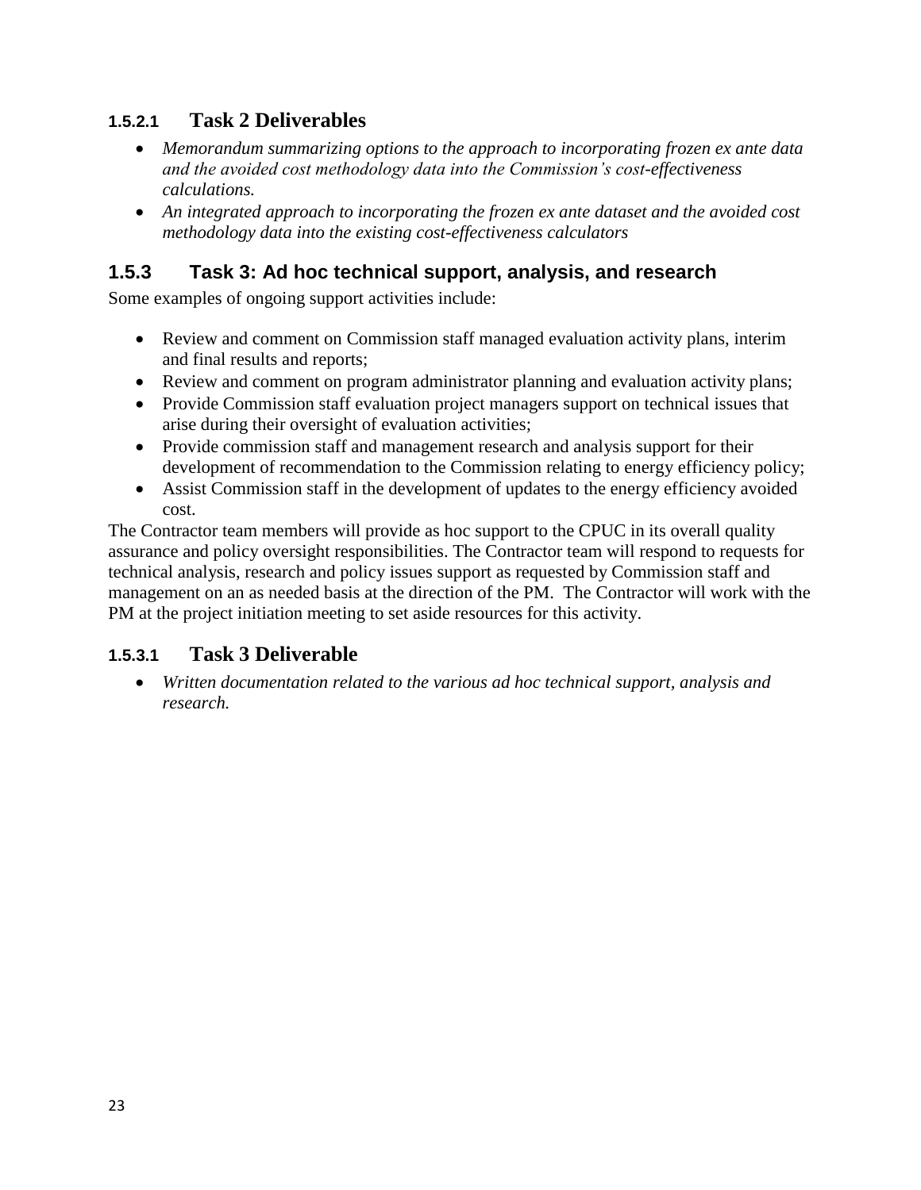#### 1.5.2.1 Task 2 Deliverables

- *Memorandum summarizing options to the approach to incorporating frozen ex ante data and the avoided cost methodology data into the Commission's cost-effectiveness calculations.*
- *An integrated approach to incorporating the frozen ex ante dataset and the avoided cost methodology data into the existing cost-effectiveness calculators*

### 1.5.3 Task 3: Ad hoc technical support, analysis, and research

Some examples of ongoing support activities include:

- Review and comment on Commission staff managed evaluation activity plans, interim and final results and reports;
- Review and comment on program administrator planning and evaluation activity plans;
- Provide Commission staff evaluation project managers support on technical issues that arise during their oversight of evaluation activities;
- Provide commission staff and management research and analysis support for their development of recommendation to the Commission relating to energy efficiency policy;
- Assist Commission staff in the development of updates to the energy efficiency avoided cost.

The Contractor team members will provide as hoc support to the CPUC in its overall quality assurance and policy oversight responsibilities. The Contractor team will respond to requests for technical analysis, research and policy issues support as requested by Commission staff and management on an as needed basis at the direction of the PM. The Contractor will work with the PM at the project initiation meeting to set aside resources for this activity.

#### 1.5.3.1 Task 3 Deliverable

- *Written documentation related to the various ad hoc technical support, analysis and research.*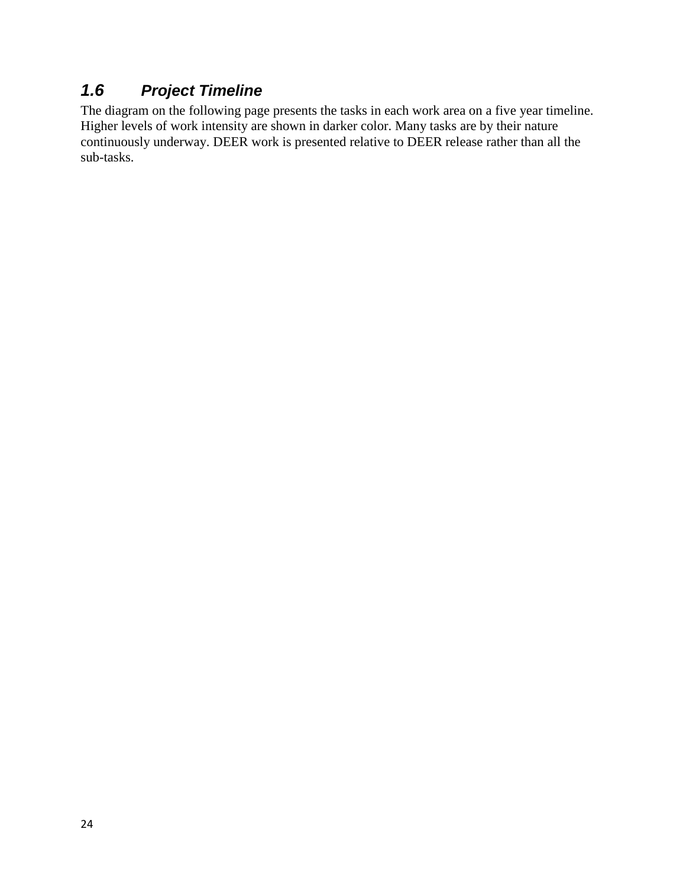### *1.6 Project Timeline*

The diagram on the following page presents the tasks in each work area on a five year timeline. Higher levels of work intensity are shown in darker color. Many tasks are by their nature continuously underway. DEER work is presented relative to DEER release rather than all the sub-tasks.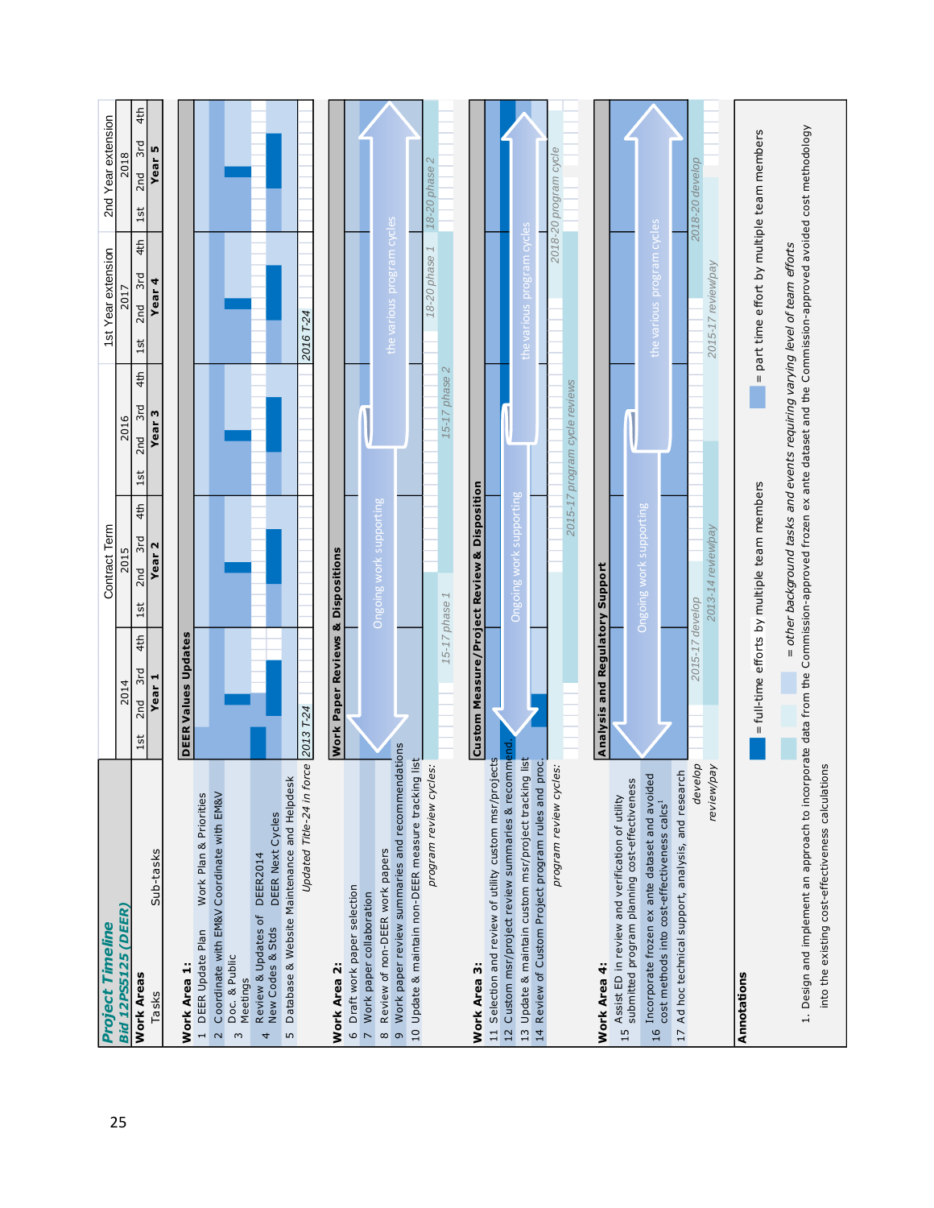# Project Timeline

## Bid 12PS5125 (DEER)

This is a Gantt chart. Its printed text is reproduced below as plain lines.

**Work Areas** / Tasks / Sub-tasks

Contract Term: 2014 Year 1; 2015 Year 2; 2016 Year 3
1st Year extension: 2017 Year 4
2nd Year extension: 2018 Year 5
Quarters: 1st 2nd 3rd 4th

**Work Area 1:** DEER Values Updates
1 DEER Update Plan — Work Plan & Priorities
2 Coordinate with EM&V — Coordinate with EM&V
3 Doc. & Public Meetings
4 Review & Updates of New Codes & Stds — DEER2014; DEER Next Cycles
5 Database & Website Maintenance and Helpdesk
Updated Title-24 in force — 2013 T-24; 2016 T-24

**Work Area 2:** Work Paper Reviews & Dispositions
6 Draft work paper selection
7 Work paper collaboration
8 Review of non-DEER work papers
9 Work paper review summaries and recommendations
10 Update & maintain non-DEER measure tracking list
program review cycles: 15-17 phase 1; 15-17 phase 1; 15-17 phase 2; 18-20 phase 1; 18-20 phase 2
Ongoing work supporting the various program cycles

**Work Area 3:** Custom Measure/Project Review & Disposition
11 Selection and review of utility custom msr/projects
12 Custom msr/project review summaries & recommend.
13 Update & maintain custom msr/project tracking list
14 Review of Custom Project program rules and proc.
program review cycles: 2015-17 program cycle reviews; 2018-20 program cycle
Ongoing work supporting the various program cycles

**Work Area 4:** Analysis and Regulatory Support
15 Assist ED in review and verification of utility submitted program planning cost-effectiveness
16 Incorporate frozen ex ante dataset and avoided cost methods into cost-effectiveness calcs[1]
17 Ad hoc technical support, analysis, and research
develop: 2015-17 develop; 2018-20 develop
review/pay: 2013-14 review/pay; 2015-17 review/pay
Ongoing work supporting the various program cycles

**Annotations**

= full-time efforts by multiple team members
= part time effort by multiple team members
= other background tasks and events requiring varying level of team efforts

1. Design and implement an approach to incorporate data from the Commission-approved frozen ex ante dataset and the Commission-approved avoided cost methodology into the existing cost-effectiveness calculations